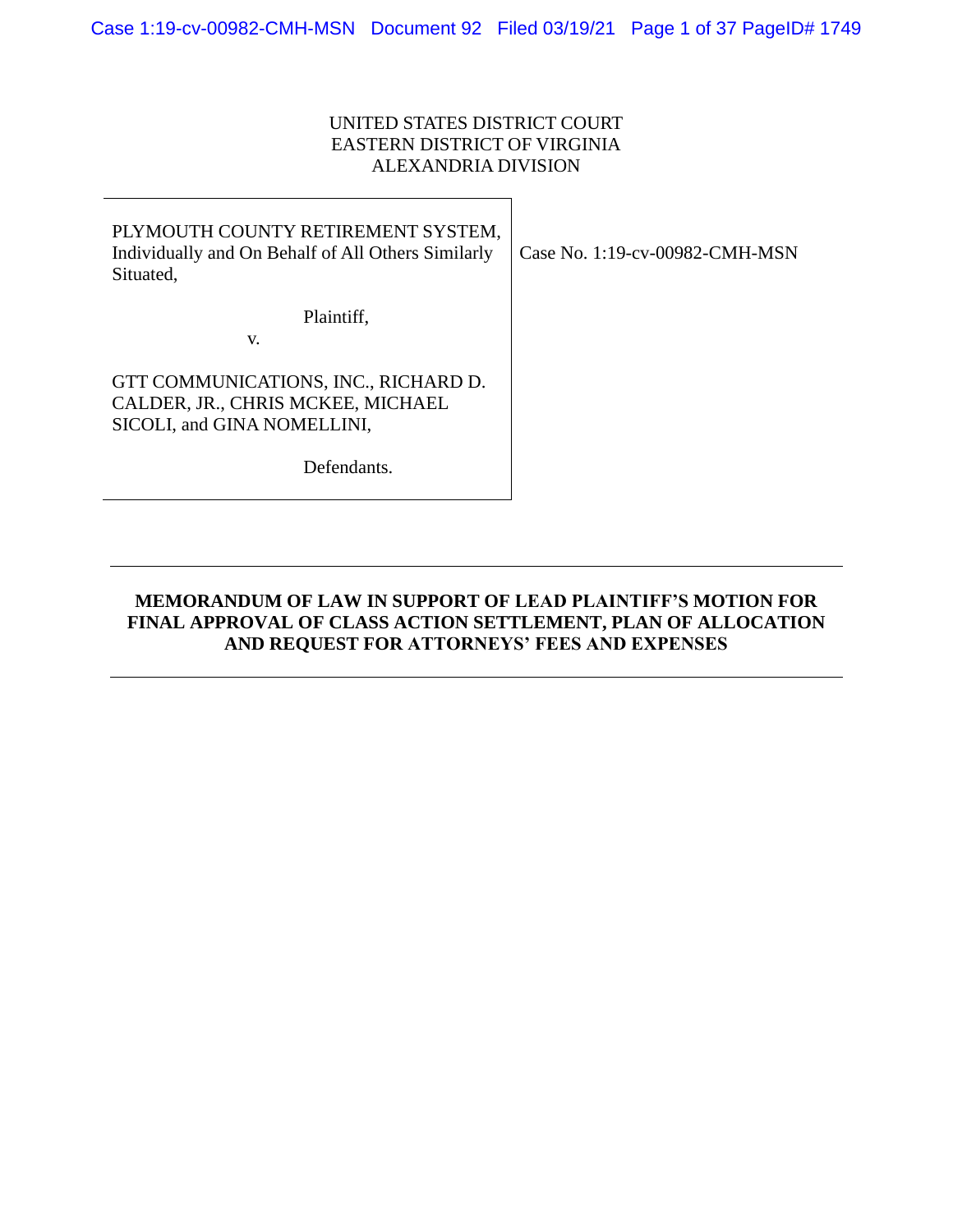UNITED STATES DISTRICT COURT
EASTERN DISTRICT OF VIRGINIA
ALEXANDRIA DIVISION

| | |
|---|---|
| PLYMOUTH COUNTY RETIREMENT SYSTEM, Individually and On Behalf of All Others Similarly Situated,<br><br>Plaintiff,<br><br>v.<br><br>GTT COMMUNICATIONS, INC., RICHARD D. CALDER, JR., CHRIS MCKEE, MICHAEL SICOLI, and GINA NOMELLINI,<br><br>Defendants. | Case No. 1:19-cv-00982-CMH-MSN |

**MEMORANDUM OF LAW IN SUPPORT OF LEAD PLAINTIFF'S MOTION FOR FINAL APPROVAL OF CLASS ACTION SETTLEMENT, PLAN OF ALLOCATION AND REQUEST FOR ATTORNEYS' FEES AND EXPENSES**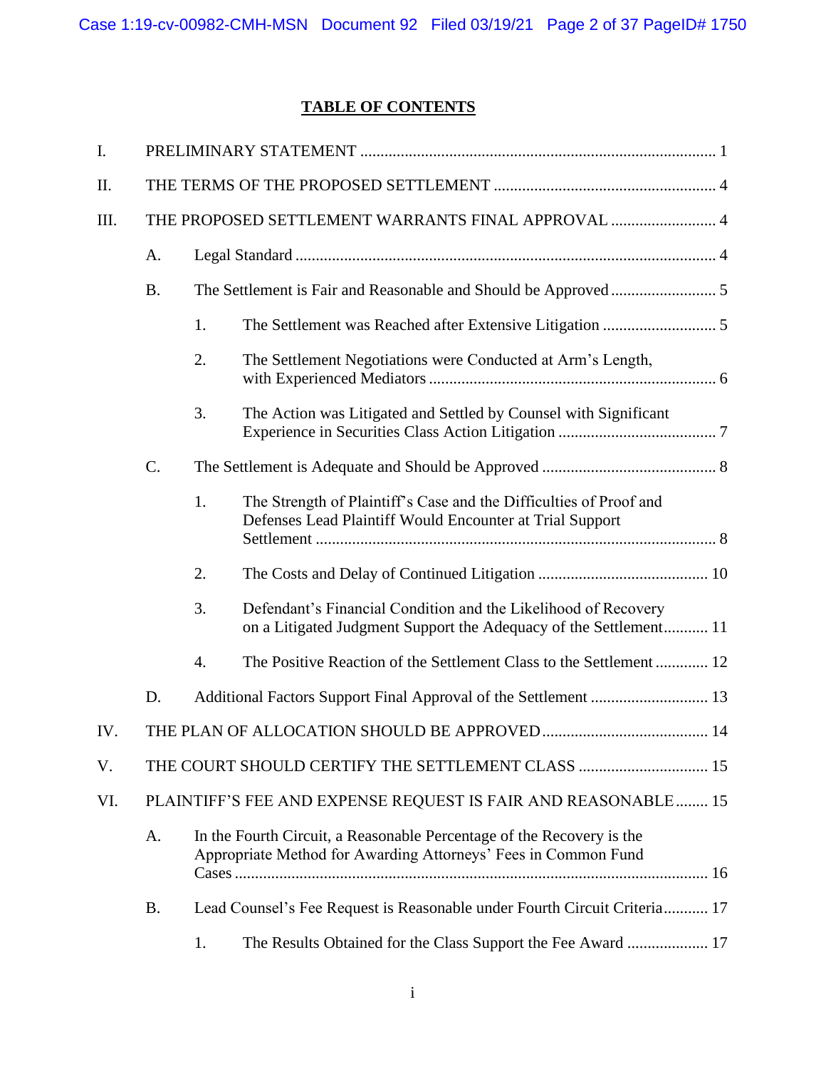## TABLE OF CONTENTS

I. PRELIMINARY STATEMENT ........................................................................................ 1

II. THE TERMS OF THE PROPOSED SETTLEMENT ....................................................... 4

III. THE PROPOSED SETTLEMENT WARRANTS FINAL APPROVAL .......................... 4

- A. Legal Standard ......................................................................................................... 4
- B. The Settlement is Fair and Reasonable and Should be Approved .......................... 5
  - 1. The Settlement was Reached after Extensive Litigation ............................ 5
  - 2. The Settlement Negotiations were Conducted at Arm's Length, with Experienced Mediators ....................................................................... 6
  - 3. The Action was Litigated and Settled by Counsel with Significant Experience in Securities Class Action Litigation ....................................... 7
- C. The Settlement is Adequate and Should be Approved ........................................... 8
  - 1. The Strength of Plaintiff's Case and the Difficulties of Proof and Defenses Lead Plaintiff Would Encounter at Trial Support Settlement ................................................................................................... 8
  - 2. The Costs and Delay of Continued Litigation .......................................... 10
  - 3. Defendant's Financial Condition and the Likelihood of Recovery on a Litigated Judgment Support the Adequacy of the Settlement........... 11
  - 4. The Positive Reaction of the Settlement Class to the Settlement ............. 12
- D. Additional Factors Support Final Approval of the Settlement ............................. 13

IV. THE PLAN OF ALLOCATION SHOULD BE APPROVED......................................... 14

V. THE COURT SHOULD CERTIFY THE SETTLEMENT CLASS ................................ 15

VI. PLAINTIFF'S FEE AND EXPENSE REQUEST IS FAIR AND REASONABLE........ 15

- A. In the Fourth Circuit, a Reasonable Percentage of the Recovery is the Appropriate Method for Awarding Attorneys' Fees in Common Fund Cases ..................................................................................................................... 16
- B. Lead Counsel's Fee Request is Reasonable under Fourth Circuit Criteria........... 17
  - 1. The Results Obtained for the Class Support the Fee Award .................... 17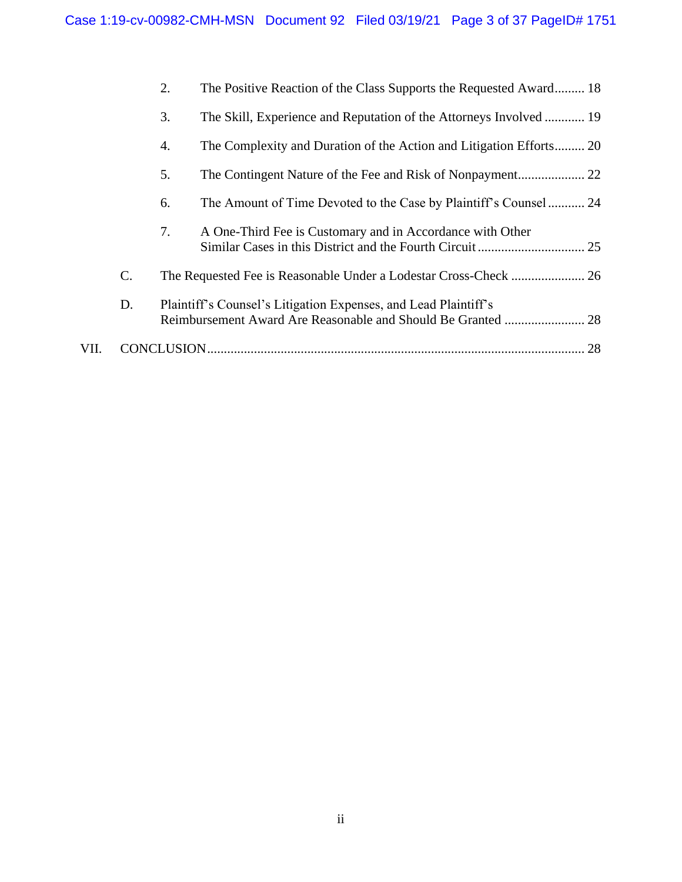2. The Positive Reaction of the Class Supports the Requested Award......... 18

3. The Skill, Experience and Reputation of the Attorneys Involved ............ 19

4. The Complexity and Duration of the Action and Litigation Efforts......... 20

5. The Contingent Nature of the Fee and Risk of Nonpayment.................... 22

6. The Amount of Time Devoted to the Case by Plaintiff's Counsel ........... 24

7. A One-Third Fee is Customary and in Accordance with Other Similar Cases in this District and the Fourth Circuit ................................ 25

C. The Requested Fee is Reasonable Under a Lodestar Cross-Check ...................... 26

D. Plaintiff's Counsel's Litigation Expenses, and Lead Plaintiff's Reimbursement Award Are Reasonable and Should Be Granted ........................ 28

VII. CONCLUSION................................................................................................................. 28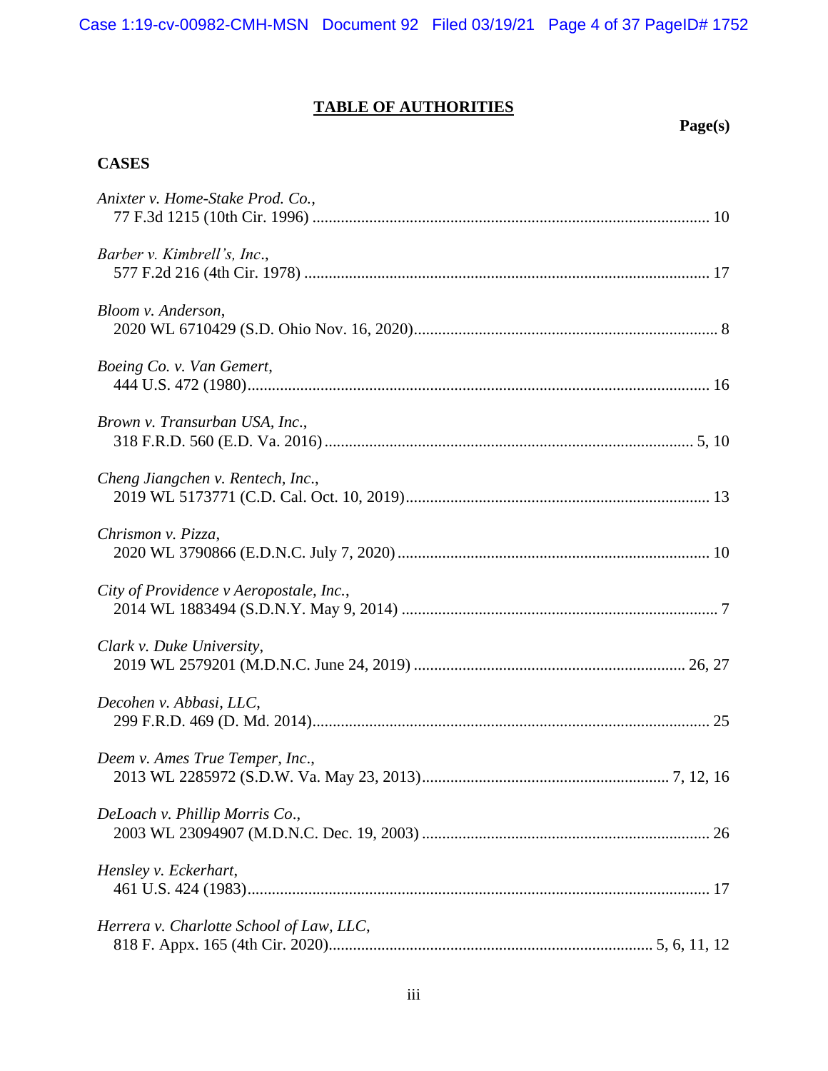## TABLE OF AUTHORITIES

**Page(s)**

### CASES

*Anixter v. Home-Stake Prod. Co.*,
77 F.3d 1215 (10th Cir. 1996) .......... 10

*Barber v. Kimbrell's, Inc.*,
577 F.2d 216 (4th Cir. 1978) .......... 17

*Bloom v. Anderson*,
2020 WL 6710429 (S.D. Ohio Nov. 16, 2020) .......... 8

*Boeing Co. v. Van Gemert*,
444 U.S. 472 (1980) .......... 16

*Brown v. Transurban USA, Inc.*,
318 F.R.D. 560 (E.D. Va. 2016) .......... 5, 10

*Cheng Jiangchen v. Rentech, Inc.*,
2019 WL 5173771 (C.D. Cal. Oct. 10, 2019) .......... 13

*Chrismon v. Pizza*,
2020 WL 3790866 (E.D.N.C. July 7, 2020) .......... 10

*City of Providence v Aeropostale, Inc.*,
2014 WL 1883494 (S.D.N.Y. May 9, 2014) .......... 7

*Clark v. Duke University*,
2019 WL 2579201 (M.D.N.C. June 24, 2019) .......... 26, 27

*Decohen v. Abbasi, LLC*,
299 F.R.D. 469 (D. Md. 2014) .......... 25

*Deem v. Ames True Temper, Inc.*,
2013 WL 2285972 (S.D.W. Va. May 23, 2013) .......... 7, 12, 16

*DeLoach v. Phillip Morris Co.*,
2003 WL 23094907 (M.D.N.C. Dec. 19, 2003) .......... 26

*Hensley v. Eckerhart*,
461 U.S. 424 (1983) .......... 17

*Herrera v. Charlotte School of Law, LLC*,
818 F. Appx. 165 (4th Cir. 2020) .......... 5, 6, 11, 12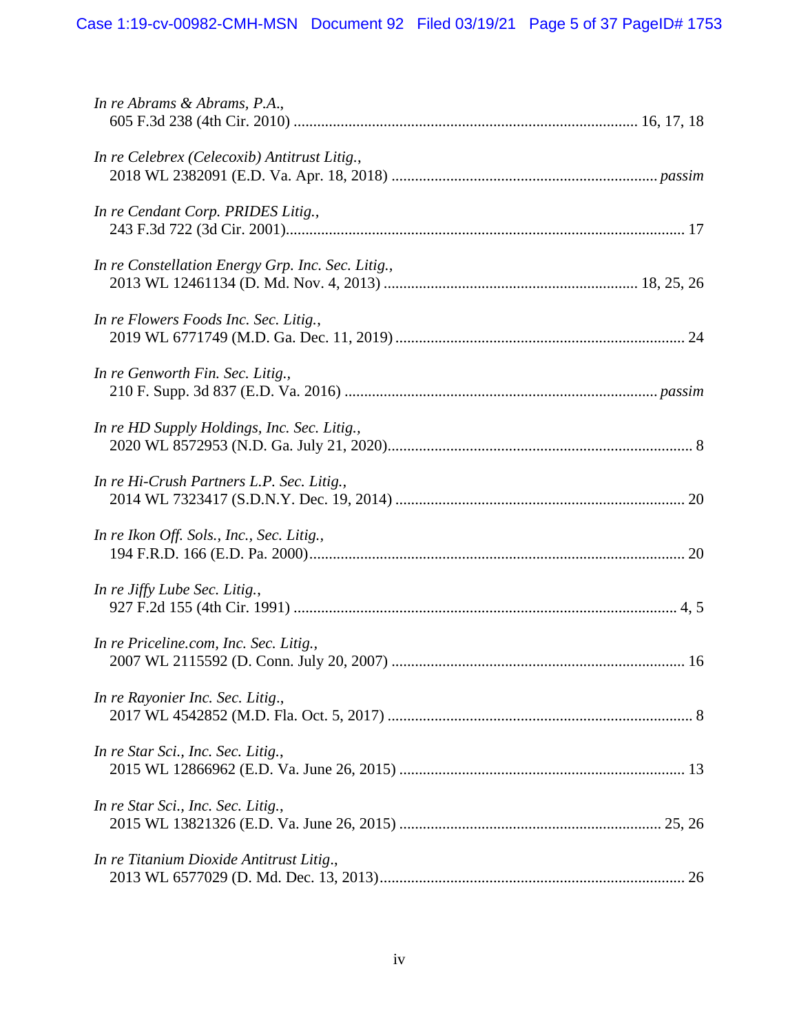*In re Abrams & Abrams, P.A.*,
605 F.3d 238 (4th Cir. 2010) ........................................................................................ 16, 17, 18

*In re Celebrex (Celecoxib) Antitrust Litig.*,
2018 WL 2382091 (E.D. Va. Apr. 18, 2018) .................................................................... *passim*

*In re Cendant Corp. PRIDES Litig.*,
243 F.3d 722 (3d Cir. 2001)...................................................................................................... 17

*In re Constellation Energy Grp. Inc. Sec. Litig.*,
2013 WL 12461134 (D. Md. Nov. 4, 2013) ................................................................. 18, 25, 26

*In re Flowers Foods Inc. Sec. Litig.*,
2019 WL 6771749 (M.D. Ga. Dec. 11, 2019) .......................................................................... 24

*In re Genworth Fin. Sec. Litig.*,
210 F. Supp. 3d 837 (E.D. Va. 2016) ................................................................................. *passim*

*In re HD Supply Holdings, Inc. Sec. Litig.*,
2020 WL 8572953 (N.D. Ga. July 21, 2020).............................................................................. 8

*In re Hi-Crush Partners L.P. Sec. Litig.*,
2014 WL 7323417 (S.D.N.Y. Dec. 19, 2014) ........................................................................... 20

*In re Ikon Off. Sols., Inc., Sec. Litig.*,
194 F.R.D. 166 (E.D. Pa. 2000)................................................................................................ 20

*In re Jiffy Lube Sec. Litig.*,
927 F.2d 155 (4th Cir. 1991) ................................................................................................... 4, 5

*In re Priceline.com, Inc. Sec. Litig.*,
2007 WL 2115592 (D. Conn. July 20, 2007) ............................................................................ 16

*In re Rayonier Inc. Sec. Litig.*,
2017 WL 4542852 (M.D. Fla. Oct. 5, 2017) .............................................................................. 8

*In re Star Sci., Inc. Sec. Litig.*,
2015 WL 12866962 (E.D. Va. June 26, 2015) ......................................................................... 13

*In re Star Sci., Inc. Sec. Litig.*,
2015 WL 13821326 (E.D. Va. June 26, 2015) ................................................................... 25, 26

*In re Titanium Dioxide Antitrust Litig.*,
2013 WL 6577029 (D. Md. Dec. 13, 2013).............................................................................. 26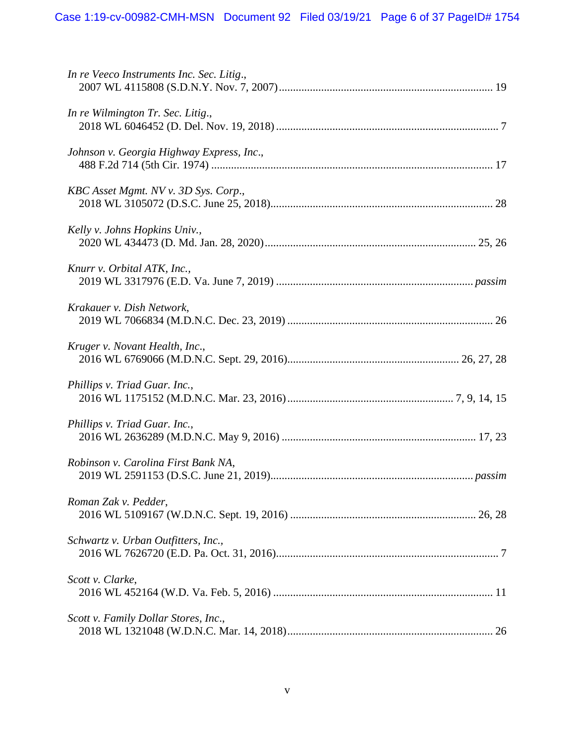*In re Veeco Instruments Inc. Sec. Litig.*,
2007 WL 4115808 (S.D.N.Y. Nov. 7, 2007) ........................................................................... 19

*In re Wilmington Tr. Sec. Litig.*,
2018 WL 6046452 (D. Del. Nov. 19, 2018) ............................................................................. 7

*Johnson v. Georgia Highway Express, Inc.*,
488 F.2d 714 (5th Cir. 1974) ................................................................................................... 17

*KBC Asset Mgmt. NV v. 3D Sys. Corp.*,
2018 WL 3105072 (D.S.C. June 25, 2018)............................................................................. 28

*Kelly v. Johns Hopkins Univ.*,
2020 WL 434473 (D. Md. Jan. 28, 2020)......................................................................... 25, 26

*Knurr v. Orbital ATK, Inc.*,
2019 WL 3317976 (E.D. Va. June 7, 2019) ..................................................................... *passim*

*Krakauer v. Dish Network*,
2019 WL 7066834 (M.D.N.C. Dec. 23, 2019) ........................................................................ 26

*Kruger v. Novant Health, Inc.*,
2016 WL 6769066 (M.D.N.C. Sept. 29, 2016)............................................................ 26, 27, 28

*Phillips v. Triad Guar. Inc.*,
2016 WL 1175152 (M.D.N.C. Mar. 23, 2016) .......................................................... 7, 9, 14, 15

*Phillips v. Triad Guar. Inc.*,
2016 WL 2636289 (M.D.N.C. May 9, 2016) .................................................................... 17, 23

*Robinson v. Carolina First Bank NA*,
2019 WL 2591153 (D.S.C. June 21, 2019)....................................................................... *passim*

*Roman Zak v. Pedder*,
2016 WL 5109167 (W.D.N.C. Sept. 19, 2016) ................................................................. 26, 28

*Schwartz v. Urban Outfitters, Inc.*,
2016 WL 7626720 (E.D. Pa. Oct. 31, 2016).............................................................................. 7

*Scott v. Clarke*,
2016 WL 452164 (W.D. Va. Feb. 5, 2016) ............................................................................. 11

*Scott v. Family Dollar Stores, Inc.*,
2018 WL 1321048 (W.D.N.C. Mar. 14, 2018)........................................................................ 26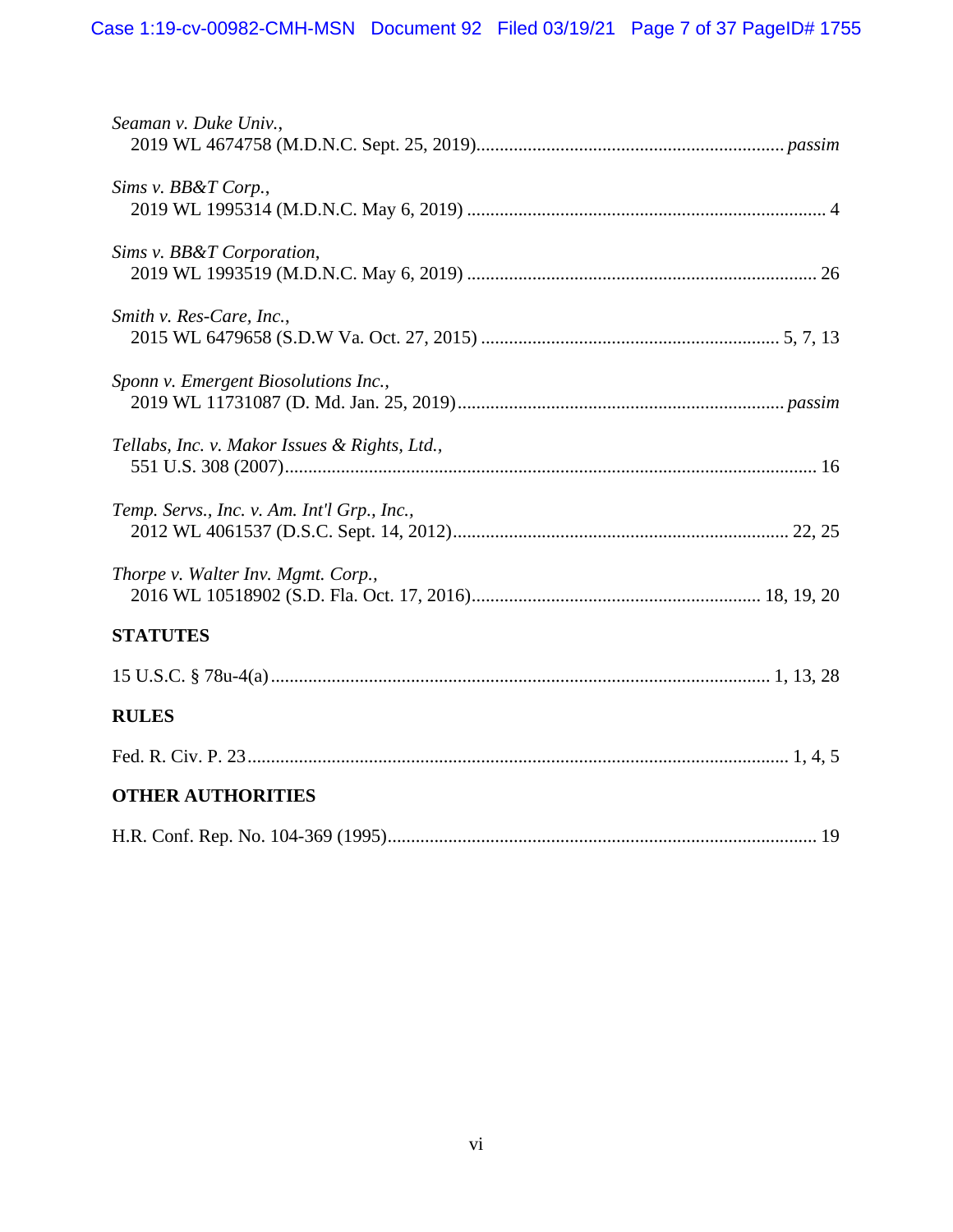*Seaman v. Duke Univ.*,
2019 WL 4674758 (M.D.N.C. Sept. 25, 2019).................................................................. *passim*

*Sims v. BB&T Corp.*,
2019 WL 1995314 (M.D.N.C. May 6, 2019) ............................................................................ 4

*Sims v. BB&T Corporation*,
2019 WL 1993519 (M.D.N.C. May 6, 2019) .......................................................................... 26

*Smith v. Res-Care, Inc.*,
2015 WL 6479658 (S.D.W Va. Oct. 27, 2015) ............................................................... 5, 7, 13

*Sponn v. Emergent Biosolutions Inc.*,
2019 WL 11731087 (D. Md. Jan. 25, 2019)..................................................................... *passim*

*Tellabs, Inc. v. Makor Issues & Rights, Ltd.*,
551 U.S. 308 (2007).................................................................................................................. 16

*Temp. Servs., Inc. v. Am. Int'l Grp., Inc.*,
2012 WL 4061537 (D.S.C. Sept. 14, 2012)....................................................................... 22, 25

*Thorpe v. Walter Inv. Mgmt. Corp.*,
2016 WL 10518902 (S.D. Fla. Oct. 17, 2016)............................................................. 18, 19, 20

**STATUTES**

15 U.S.C. § 78u-4(a)......................................................................................................... 1, 13, 28

**RULES**

Fed. R. Civ. P. 23.................................................................................................................. 1, 4, 5

**OTHER AUTHORITIES**

H.R. Conf. Rep. No. 104-369 (1995)........................................................................................... 19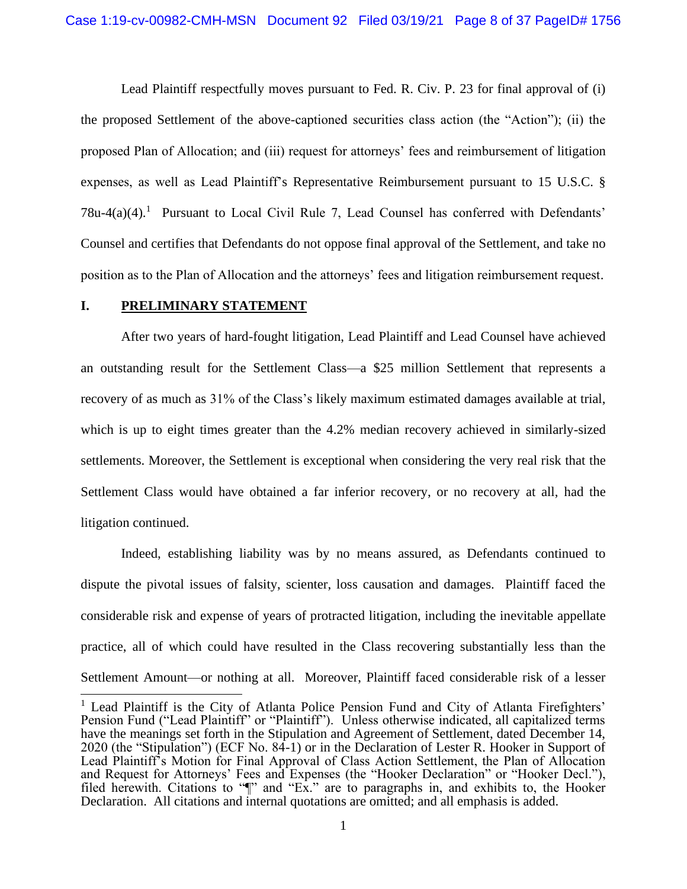Lead Plaintiff respectfully moves pursuant to Fed. R. Civ. P. 23 for final approval of (i) the proposed Settlement of the above-captioned securities class action (the "Action"); (ii) the proposed Plan of Allocation; and (iii) request for attorneys' fees and reimbursement of litigation expenses, as well as Lead Plaintiff's Representative Reimbursement pursuant to 15 U.S.C. § 78u-4(a)(4).[1] Pursuant to Local Civil Rule 7, Lead Counsel has conferred with Defendants' Counsel and certifies that Defendants do not oppose final approval of the Settlement, and take no position as to the Plan of Allocation and the attorneys' fees and litigation reimbursement request.

## I. PRELIMINARY STATEMENT

After two years of hard-fought litigation, Lead Plaintiff and Lead Counsel have achieved an outstanding result for the Settlement Class—a $25 million Settlement that represents a recovery of as much as 31% of the Class's likely maximum estimated damages available at trial, which is up to eight times greater than the 4.2% median recovery achieved in similarly-sized settlements. Moreover, the Settlement is exceptional when considering the very real risk that the Settlement Class would have obtained a far inferior recovery, or no recovery at all, had the litigation continued.

Indeed, establishing liability was by no means assured, as Defendants continued to dispute the pivotal issues of falsity, scienter, loss causation and damages. Plaintiff faced the considerable risk and expense of years of protracted litigation, including the inevitable appellate practice, all of which could have resulted in the Class recovering substantially less than the Settlement Amount—or nothing at all. Moreover, Plaintiff faced considerable risk of a lesser

[1] Lead Plaintiff is the City of Atlanta Police Pension Fund and City of Atlanta Firefighters' Pension Fund ("Lead Plaintiff" or "Plaintiff"). Unless otherwise indicated, all capitalized terms have the meanings set forth in the Stipulation and Agreement of Settlement, dated December 14, 2020 (the "Stipulation") (ECF No. 84-1) or in the Declaration of Lester R. Hooker in Support of Lead Plaintiff's Motion for Final Approval of Class Action Settlement, the Plan of Allocation and Request for Attorneys' Fees and Expenses (the "Hooker Declaration" or "Hooker Decl."), filed herewith. Citations to "¶" and "Ex." are to paragraphs in, and exhibits to, the Hooker Declaration. All citations and internal quotations are omitted; and all emphasis is added.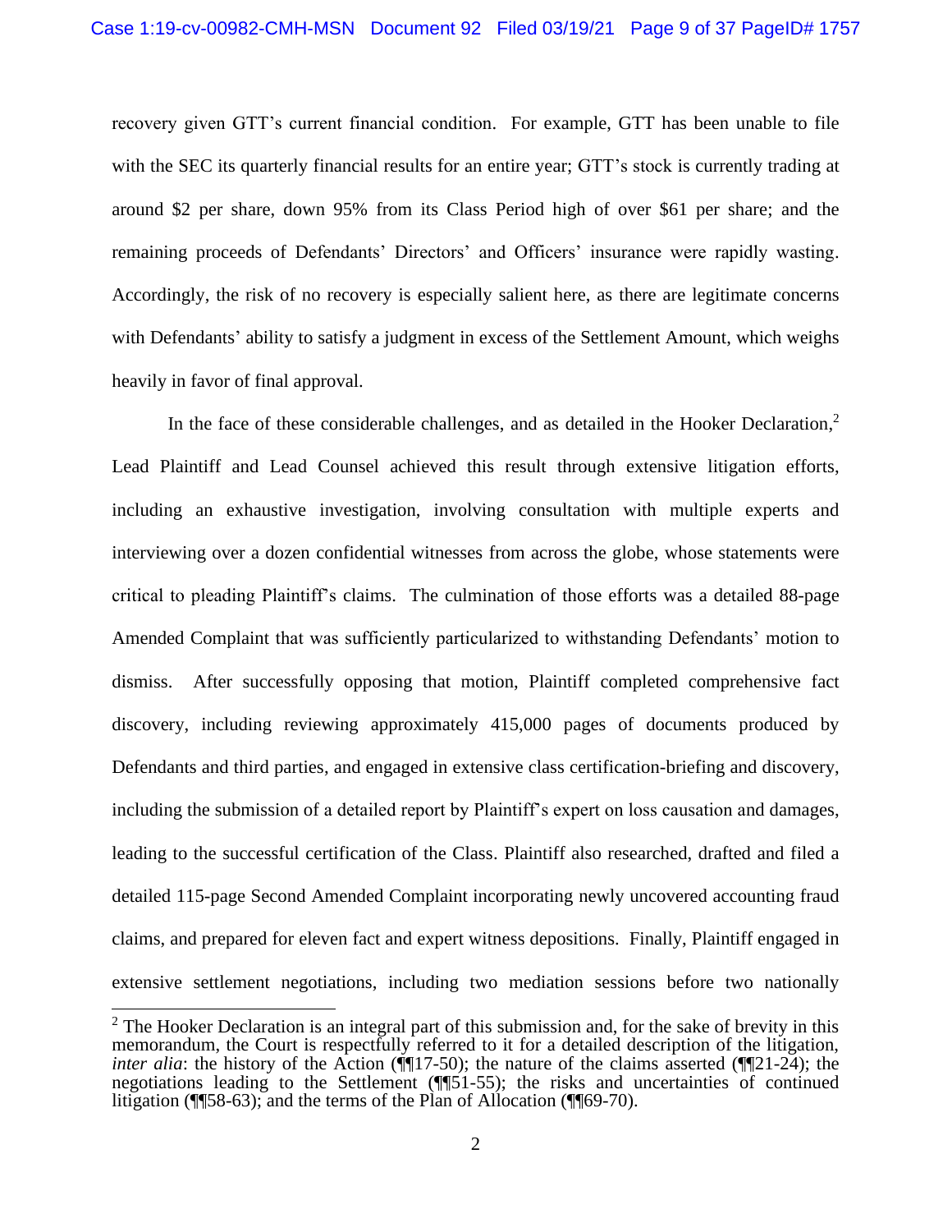recovery given GTT's current financial condition. For example, GTT has been unable to file with the SEC its quarterly financial results for an entire year; GTT's stock is currently trading at around $2 per share, down 95% from its Class Period high of over $61 per share; and the remaining proceeds of Defendants' Directors' and Officers' insurance were rapidly wasting. Accordingly, the risk of no recovery is especially salient here, as there are legitimate concerns with Defendants' ability to satisfy a judgment in excess of the Settlement Amount, which weighs heavily in favor of final approval.

In the face of these considerable challenges, and as detailed in the Hooker Declaration,[2] Lead Plaintiff and Lead Counsel achieved this result through extensive litigation efforts, including an exhaustive investigation, involving consultation with multiple experts and interviewing over a dozen confidential witnesses from across the globe, whose statements were critical to pleading Plaintiff's claims. The culmination of those efforts was a detailed 88-page Amended Complaint that was sufficiently particularized to withstanding Defendants' motion to dismiss. After successfully opposing that motion, Plaintiff completed comprehensive fact discovery, including reviewing approximately 415,000 pages of documents produced by Defendants and third parties, and engaged in extensive class certification-briefing and discovery, including the submission of a detailed report by Plaintiff's expert on loss causation and damages, leading to the successful certification of the Class. Plaintiff also researched, drafted and filed a detailed 115-page Second Amended Complaint incorporating newly uncovered accounting fraud claims, and prepared for eleven fact and expert witness depositions. Finally, Plaintiff engaged in extensive settlement negotiations, including two mediation sessions before two nationally

---

[2] The Hooker Declaration is an integral part of this submission and, for the sake of brevity in this memorandum, the Court is respectfully referred to it for a detailed description of the litigation, *inter alia*: the history of the Action (¶¶17-50); the nature of the claims asserted (¶¶21-24); the negotiations leading to the Settlement (¶¶51-55); the risks and uncertainties of continued litigation (¶¶58-63); and the terms of the Plan of Allocation (¶¶69-70).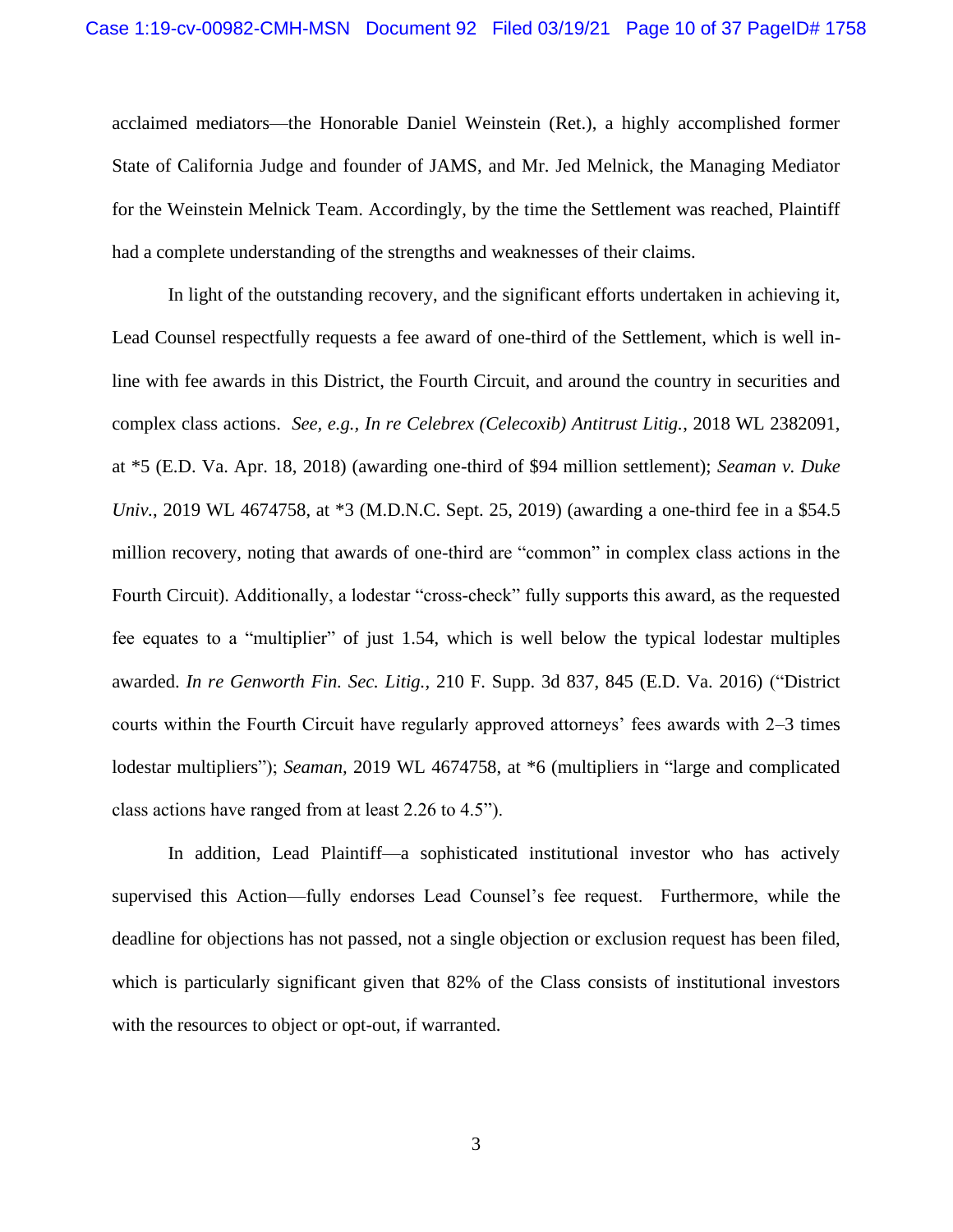acclaimed mediators—the Honorable Daniel Weinstein (Ret.), a highly accomplished former State of California Judge and founder of JAMS, and Mr. Jed Melnick, the Managing Mediator for the Weinstein Melnick Team. Accordingly, by the time the Settlement was reached, Plaintiff had a complete understanding of the strengths and weaknesses of their claims.

In light of the outstanding recovery, and the significant efforts undertaken in achieving it, Lead Counsel respectfully requests a fee award of one-third of the Settlement, which is well in-line with fee awards in this District, the Fourth Circuit, and around the country in securities and complex class actions. *See, e.g., In re Celebrex (Celecoxib) Antitrust Litig.*, 2018 WL 2382091, at *5 (E.D. Va. Apr. 18, 2018) (awarding one-third of $94 million settlement); *Seaman v. Duke Univ.*, 2019 WL 4674758, at *3 (M.D.N.C. Sept. 25, 2019) (awarding a one-third fee in a $54.5 million recovery, noting that awards of one-third are "common" in complex class actions in the Fourth Circuit). Additionally, a lodestar "cross-check" fully supports this award, as the requested fee equates to a "multiplier" of just 1.54, which is well below the typical lodestar multiples awarded. *In re Genworth Fin. Sec. Litig.*, 210 F. Supp. 3d 837, 845 (E.D. Va. 2016) ("District courts within the Fourth Circuit have regularly approved attorneys' fees awards with 2–3 times lodestar multipliers"); *Seaman,* 2019 WL 4674758, at *6 (multipliers in "large and complicated class actions have ranged from at least 2.26 to 4.5").

In addition, Lead Plaintiff—a sophisticated institutional investor who has actively supervised this Action—fully endorses Lead Counsel's fee request. Furthermore, while the deadline for objections has not passed, not a single objection or exclusion request has been filed, which is particularly significant given that 82% of the Class consists of institutional investors with the resources to object or opt-out, if warranted.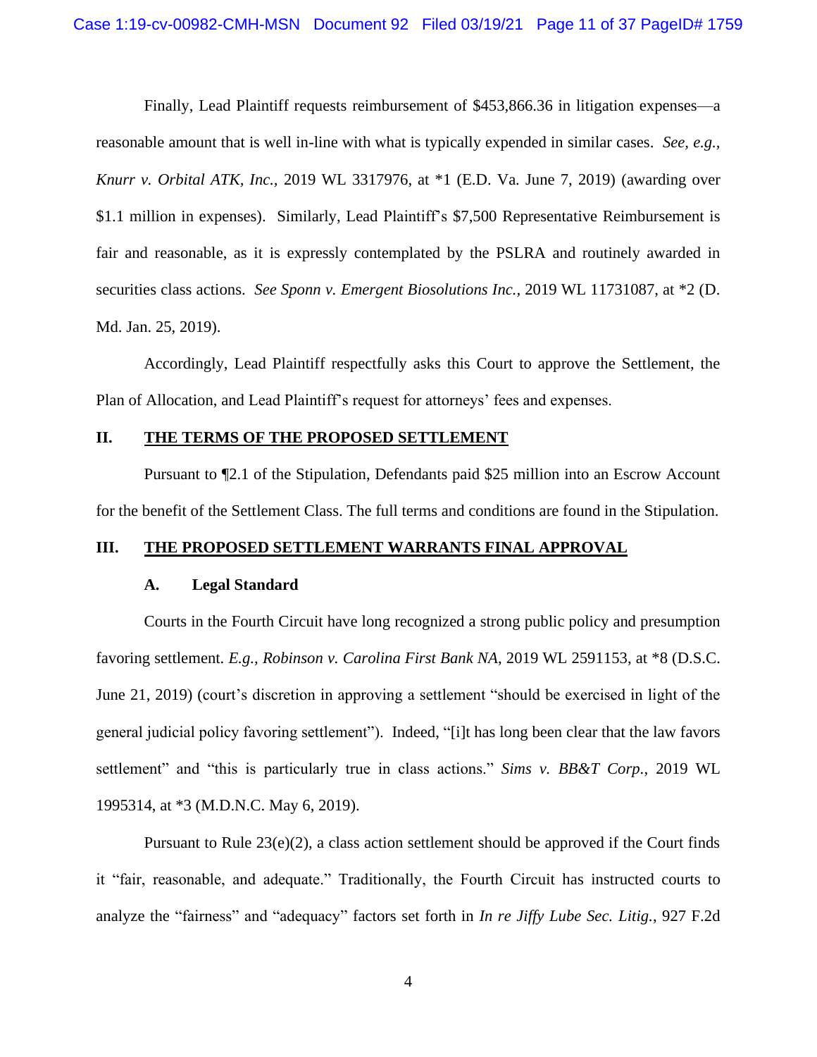Finally, Lead Plaintiff requests reimbursement of $453,866.36 in litigation expenses—a reasonable amount that is well in-line with what is typically expended in similar cases. *See, e.g.*, *Knurr v. Orbital ATK, Inc.*, 2019 WL 3317976, at *1 (E.D. Va. June 7, 2019) (awarding over $1.1 million in expenses). Similarly, Lead Plaintiff's $7,500 Representative Reimbursement is fair and reasonable, as it is expressly contemplated by the PSLRA and routinely awarded in securities class actions. *See Sponn v. Emergent Biosolutions Inc.*, 2019 WL 11731087, at *2 (D. Md. Jan. 25, 2019).

Accordingly, Lead Plaintiff respectfully asks this Court to approve the Settlement, the Plan of Allocation, and Lead Plaintiff's request for attorneys' fees and expenses.

## II. THE TERMS OF THE PROPOSED SETTLEMENT

Pursuant to ¶2.1 of the Stipulation, Defendants paid $25 million into an Escrow Account for the benefit of the Settlement Class. The full terms and conditions are found in the Stipulation.

## III. THE PROPOSED SETTLEMENT WARRANTS FINAL APPROVAL

### A. Legal Standard

Courts in the Fourth Circuit have long recognized a strong public policy and presumption favoring settlement. *E.g.*, *Robinson v. Carolina First Bank NA*, 2019 WL 2591153, at *8 (D.S.C. June 21, 2019) (court's discretion in approving a settlement "should be exercised in light of the general judicial policy favoring settlement"). Indeed, "[i]t has long been clear that the law favors settlement" and "this is particularly true in class actions." *Sims v. BB&T Corp.*, 2019 WL 1995314, at *3 (M.D.N.C. May 6, 2019).

Pursuant to Rule 23(e)(2), a class action settlement should be approved if the Court finds it "fair, reasonable, and adequate." Traditionally, the Fourth Circuit has instructed courts to analyze the "fairness" and "adequacy" factors set forth in *In re Jiffy Lube Sec. Litig.*, 927 F.2d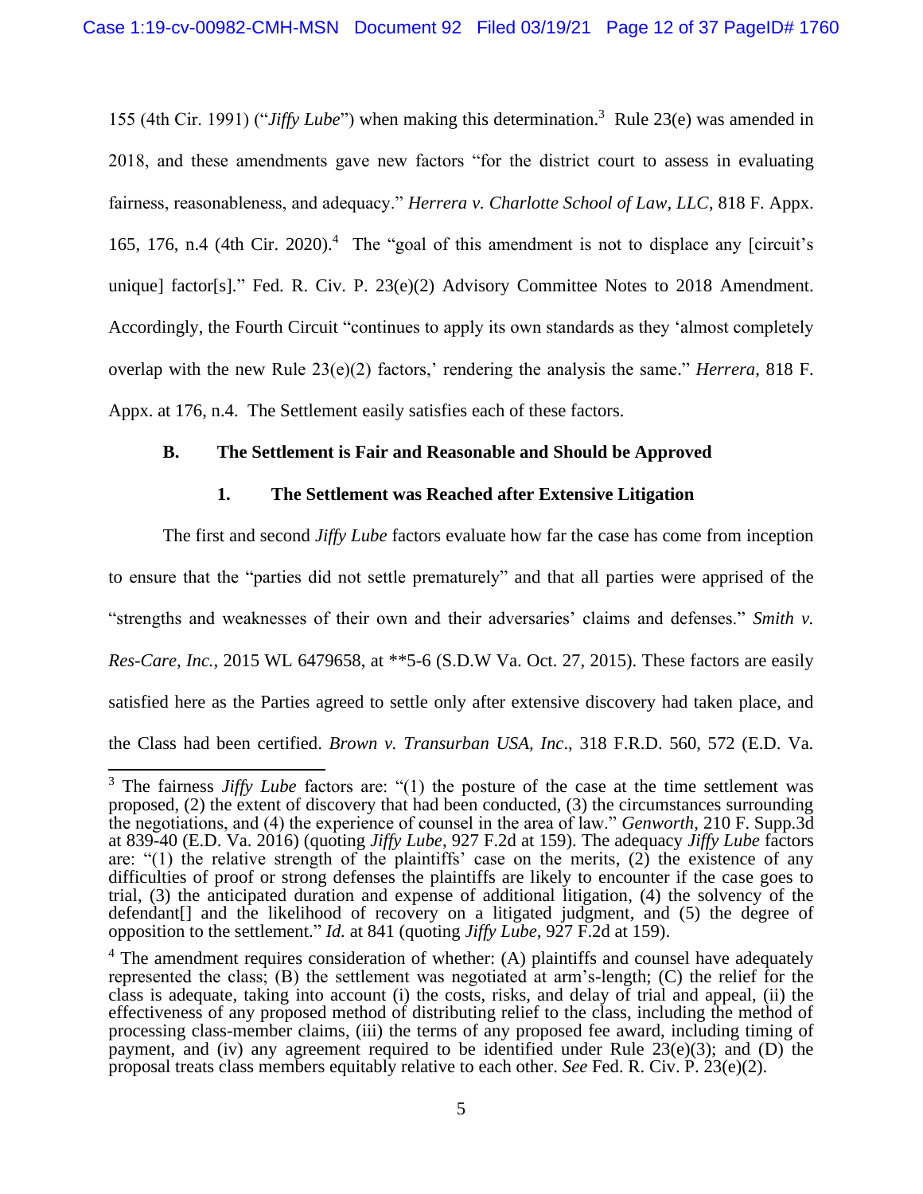155 (4th Cir. 1991) ("*Jiffy Lube*") when making this determination.[3] Rule 23(e) was amended in 2018, and these amendments gave new factors "for the district court to assess in evaluating fairness, reasonableness, and adequacy." *Herrera v. Charlotte School of Law, LLC*, 818 F. Appx. 165, 176, n.4 (4th Cir. 2020).[4] The "goal of this amendment is not to displace any [circuit's unique] factor[s]." Fed. R. Civ. P. 23(e)(2) Advisory Committee Notes to 2018 Amendment. Accordingly, the Fourth Circuit "continues to apply its own standards as they 'almost completely overlap with the new Rule 23(e)(2) factors,' rendering the analysis the same." *Herrera*, 818 F. Appx. at 176, n.4. The Settlement easily satisfies each of these factors.

**B. The Settlement is Fair and Reasonable and Should be Approved**

**1. The Settlement was Reached after Extensive Litigation**

The first and second *Jiffy Lube* factors evaluate how far the case has come from inception to ensure that the "parties did not settle prematurely" and that all parties were apprised of the "strengths and weaknesses of their own and their adversaries' claims and defenses." *Smith v. Res-Care, Inc.*, 2015 WL 6479658, at **5-6 (S.D.W Va. Oct. 27, 2015). These factors are easily satisfied here as the Parties agreed to settle only after extensive discovery had taken place, and the Class had been certified. *Brown v. Transurban USA, Inc*., 318 F.R.D. 560, 572 (E.D. Va.

---

[3] The fairness *Jiffy Lube* factors are: "(1) the posture of the case at the time settlement was proposed, (2) the extent of discovery that had been conducted, (3) the circumstances surrounding the negotiations, and (4) the experience of counsel in the area of law." *Genworth*, 210 F. Supp.3d at 839-40 (E.D. Va. 2016) (quoting *Jiffy Lube*, 927 F.2d at 159). The adequacy *Jiffy Lube* factors are: "(1) the relative strength of the plaintiffs' case on the merits, (2) the existence of any difficulties of proof or strong defenses the plaintiffs are likely to encounter if the case goes to trial, (3) the anticipated duration and expense of additional litigation, (4) the solvency of the defendant[] and the likelihood of recovery on a litigated judgment, and (5) the degree of opposition to the settlement." *Id.* at 841 (quoting *Jiffy Lube*, 927 F.2d at 159).

[4] The amendment requires consideration of whether: (A) plaintiffs and counsel have adequately represented the class; (B) the settlement was negotiated at arm's-length; (C) the relief for the class is adequate, taking into account (i) the costs, risks, and delay of trial and appeal, (ii) the effectiveness of any proposed method of distributing relief to the class, including the method of processing class-member claims, (iii) the terms of any proposed fee award, including timing of payment, and (iv) any agreement required to be identified under Rule 23(e)(3); and (D) the proposal treats class members equitably relative to each other. *See* Fed. R. Civ. P. 23(e)(2).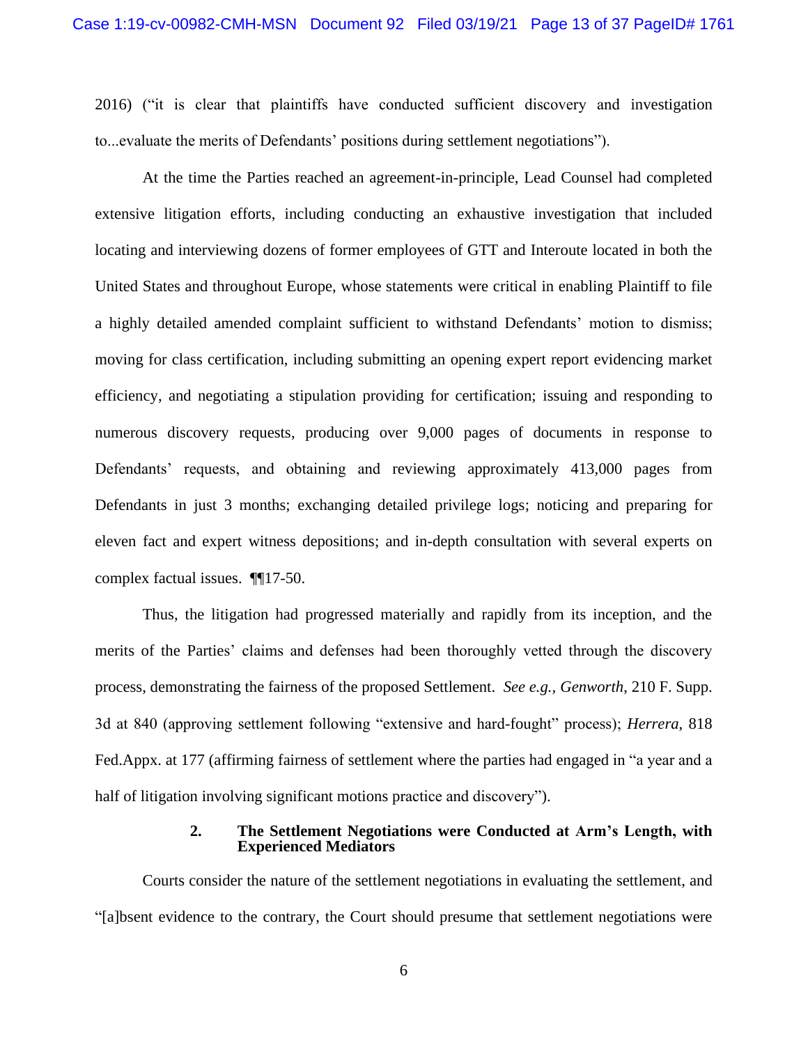2016) ("it is clear that plaintiffs have conducted sufficient discovery and investigation to...evaluate the merits of Defendants' positions during settlement negotiations").

At the time the Parties reached an agreement-in-principle, Lead Counsel had completed extensive litigation efforts, including conducting an exhaustive investigation that included locating and interviewing dozens of former employees of GTT and Interoute located in both the United States and throughout Europe, whose statements were critical in enabling Plaintiff to file a highly detailed amended complaint sufficient to withstand Defendants' motion to dismiss; moving for class certification, including submitting an opening expert report evidencing market efficiency, and negotiating a stipulation providing for certification; issuing and responding to numerous discovery requests, producing over 9,000 pages of documents in response to Defendants' requests, and obtaining and reviewing approximately 413,000 pages from Defendants in just 3 months; exchanging detailed privilege logs; noticing and preparing for eleven fact and expert witness depositions; and in-depth consultation with several experts on complex factual issues. ¶¶17-50.

Thus, the litigation had progressed materially and rapidly from its inception, and the merits of the Parties' claims and defenses had been thoroughly vetted through the discovery process, demonstrating the fairness of the proposed Settlement. *See e.g.*, *Genworth*, 210 F. Supp. 3d at 840 (approving settlement following "extensive and hard-fought" process); *Herrera*, 818 Fed.Appx. at 177 (affirming fairness of settlement where the parties had engaged in "a year and a half of litigation involving significant motions practice and discovery").

### 2. The Settlement Negotiations were Conducted at Arm's Length, with Experienced Mediators

Courts consider the nature of the settlement negotiations in evaluating the settlement, and "[a]bsent evidence to the contrary, the Court should presume that settlement negotiations were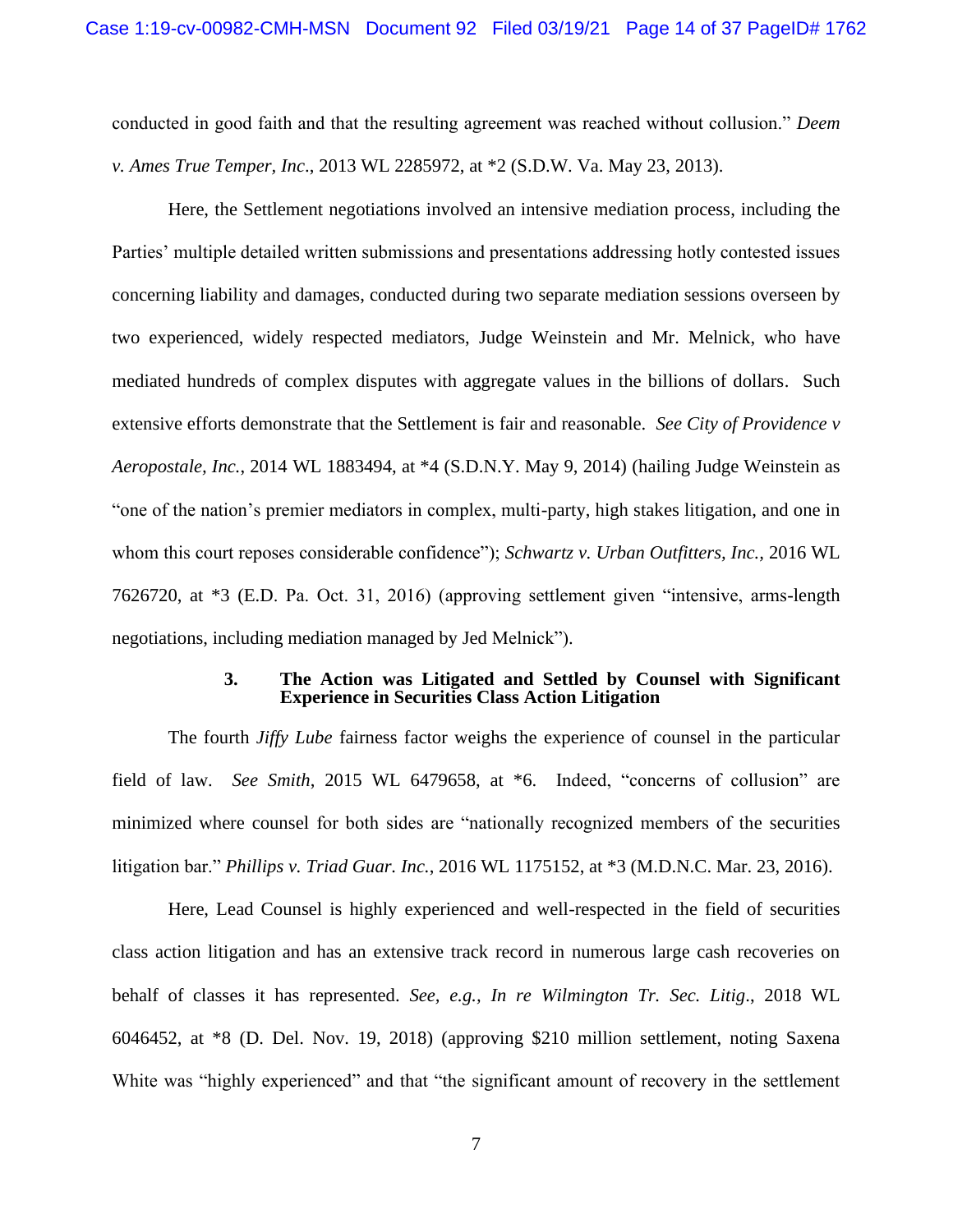conducted in good faith and that the resulting agreement was reached without collusion." *Deem v. Ames True Temper, Inc*., 2013 WL 2285972, at *2 (S.D.W. Va. May 23, 2013).

Here, the Settlement negotiations involved an intensive mediation process, including the Parties' multiple detailed written submissions and presentations addressing hotly contested issues concerning liability and damages, conducted during two separate mediation sessions overseen by two experienced, widely respected mediators, Judge Weinstein and Mr. Melnick, who have mediated hundreds of complex disputes with aggregate values in the billions of dollars. Such extensive efforts demonstrate that the Settlement is fair and reasonable. *See City of Providence v Aeropostale, Inc.*, 2014 WL 1883494, at *4 (S.D.N.Y. May 9, 2014) (hailing Judge Weinstein as "one of the nation's premier mediators in complex, multi-party, high stakes litigation, and one in whom this court reposes considerable confidence"); *Schwartz v. Urban Outfitters, Inc.*, 2016 WL 7626720, at *3 (E.D. Pa. Oct. 31, 2016) (approving settlement given "intensive, arms-length negotiations, including mediation managed by Jed Melnick").

### 3. The Action was Litigated and Settled by Counsel with Significant Experience in Securities Class Action Litigation

The fourth *Jiffy Lube* fairness factor weighs the experience of counsel in the particular field of law. *See Smith*, 2015 WL 6479658, at *6. Indeed, "concerns of collusion" are minimized where counsel for both sides are "nationally recognized members of the securities litigation bar." *Phillips v. Triad Guar. Inc.*, 2016 WL 1175152, at *3 (M.D.N.C. Mar. 23, 2016).

Here, Lead Counsel is highly experienced and well-respected in the field of securities class action litigation and has an extensive track record in numerous large cash recoveries on behalf of classes it has represented. *See, e.g., In re Wilmington Tr. Sec. Litig*., 2018 WL 6046452, at *8 (D. Del. Nov. 19, 2018) (approving $210 million settlement, noting Saxena White was "highly experienced" and that "the significant amount of recovery in the settlement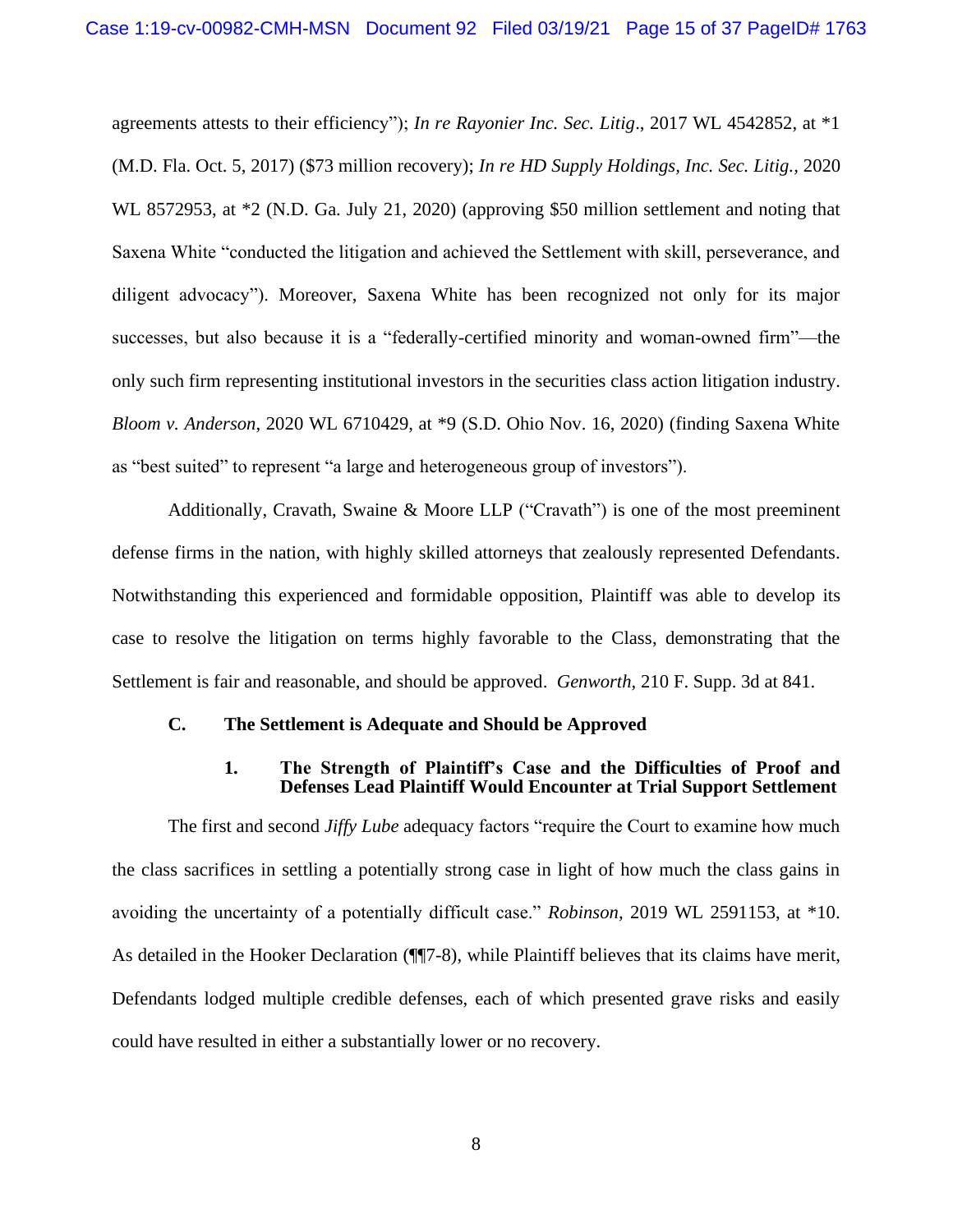agreements attests to their efficiency"); *In re Rayonier Inc. Sec. Litig*., 2017 WL 4542852, at *1 (M.D. Fla. Oct. 5, 2017) ($73 million recovery); *In re HD Supply Holdings, Inc. Sec. Litig.*, 2020 WL 8572953, at *2 (N.D. Ga. July 21, 2020) (approving $50 million settlement and noting that Saxena White "conducted the litigation and achieved the Settlement with skill, perseverance, and diligent advocacy"). Moreover, Saxena White has been recognized not only for its major successes, but also because it is a "federally-certified minority and woman-owned firm"—the only such firm representing institutional investors in the securities class action litigation industry. *Bloom v. Anderson*, 2020 WL 6710429, at *9 (S.D. Ohio Nov. 16, 2020) (finding Saxena White as "best suited" to represent "a large and heterogeneous group of investors").

Additionally, Cravath, Swaine & Moore LLP ("Cravath") is one of the most preeminent defense firms in the nation, with highly skilled attorneys that zealously represented Defendants. Notwithstanding this experienced and formidable opposition, Plaintiff was able to develop its case to resolve the litigation on terms highly favorable to the Class, demonstrating that the Settlement is fair and reasonable, and should be approved. *Genworth*, 210 F. Supp. 3d at 841.

### C. The Settlement is Adequate and Should be Approved

#### 1. The Strength of Plaintiff's Case and the Difficulties of Proof and Defenses Lead Plaintiff Would Encounter at Trial Support Settlement

The first and second *Jiffy Lube* adequacy factors "require the Court to examine how much the class sacrifices in settling a potentially strong case in light of how much the class gains in avoiding the uncertainty of a potentially difficult case." *Robinson*, 2019 WL 2591153, at *10. As detailed in the Hooker Declaration (¶¶7-8), while Plaintiff believes that its claims have merit, Defendants lodged multiple credible defenses, each of which presented grave risks and easily could have resulted in either a substantially lower or no recovery.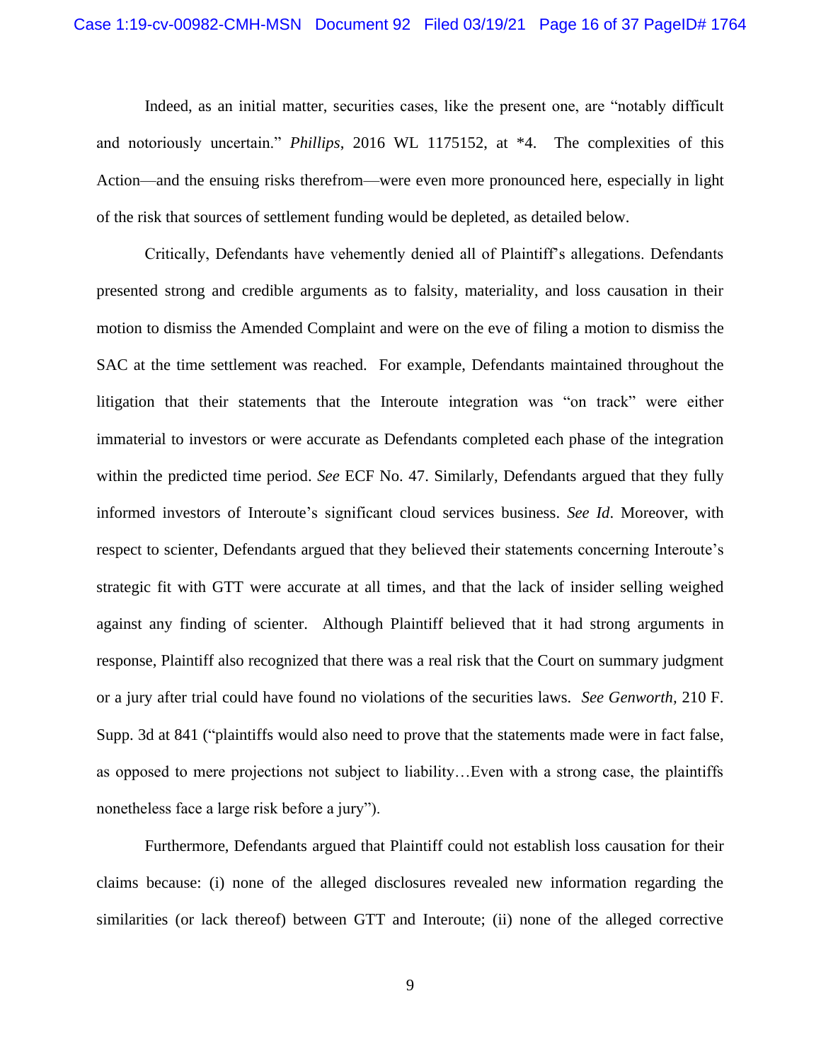Indeed, as an initial matter, securities cases, like the present one, are "notably difficult and notoriously uncertain." *Phillips*, 2016 WL 1175152, at *4. The complexities of this Action—and the ensuing risks therefrom—were even more pronounced here, especially in light of the risk that sources of settlement funding would be depleted, as detailed below.

Critically, Defendants have vehemently denied all of Plaintiff's allegations. Defendants presented strong and credible arguments as to falsity, materiality, and loss causation in their motion to dismiss the Amended Complaint and were on the eve of filing a motion to dismiss the SAC at the time settlement was reached. For example, Defendants maintained throughout the litigation that their statements that the Interoute integration was "on track" were either immaterial to investors or were accurate as Defendants completed each phase of the integration within the predicted time period. *See* ECF No. 47. Similarly, Defendants argued that they fully informed investors of Interoute's significant cloud services business. *See Id*. Moreover, with respect to scienter, Defendants argued that they believed their statements concerning Interoute's strategic fit with GTT were accurate at all times, and that the lack of insider selling weighed against any finding of scienter. Although Plaintiff believed that it had strong arguments in response, Plaintiff also recognized that there was a real risk that the Court on summary judgment or a jury after trial could have found no violations of the securities laws. *See Genworth*, 210 F. Supp. 3d at 841 ("plaintiffs would also need to prove that the statements made were in fact false, as opposed to mere projections not subject to liability…Even with a strong case, the plaintiffs nonetheless face a large risk before a jury").

Furthermore, Defendants argued that Plaintiff could not establish loss causation for their claims because: (i) none of the alleged disclosures revealed new information regarding the similarities (or lack thereof) between GTT and Interoute; (ii) none of the alleged corrective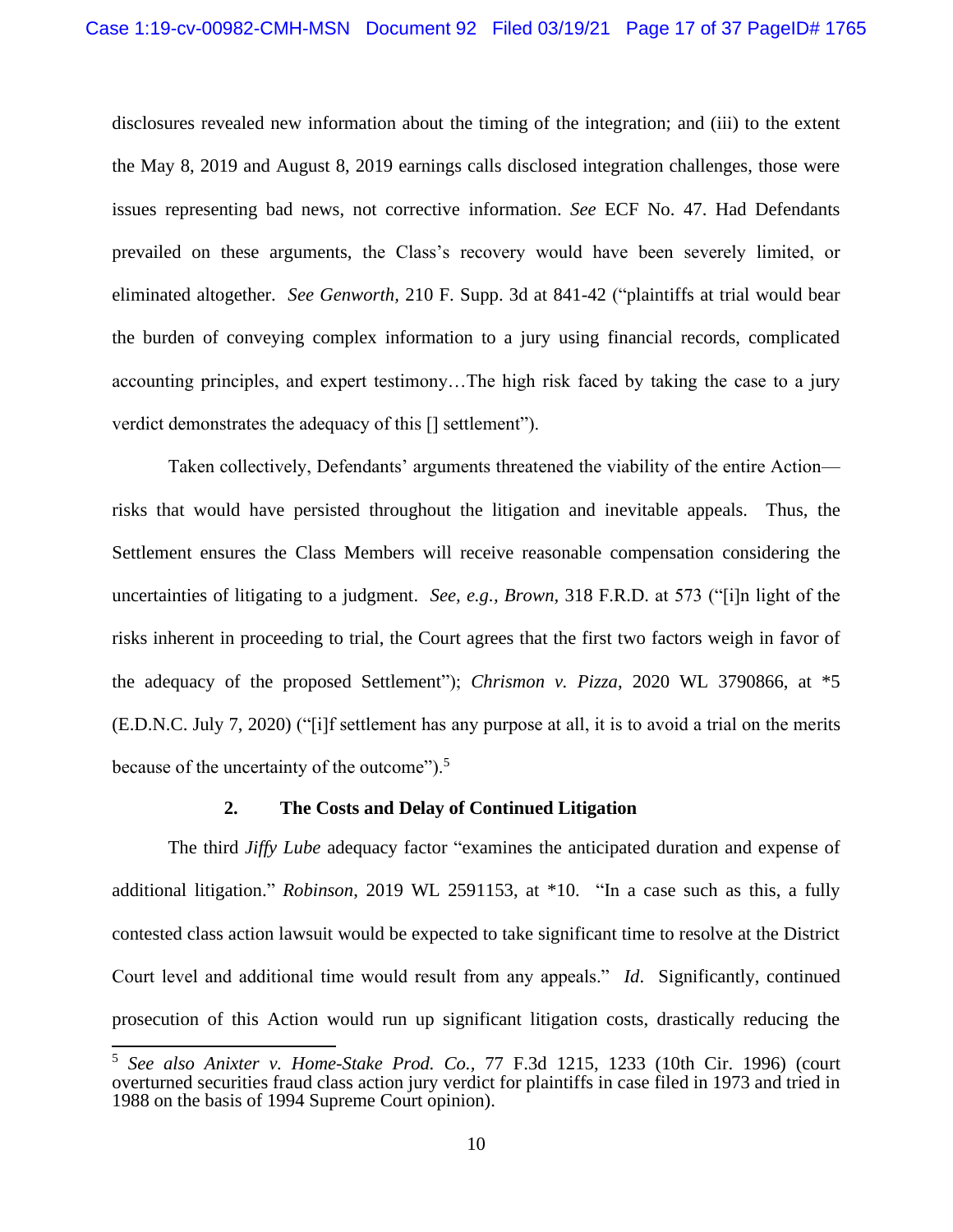disclosures revealed new information about the timing of the integration; and (iii) to the extent the May 8, 2019 and August 8, 2019 earnings calls disclosed integration challenges, those were issues representing bad news, not corrective information. *See* ECF No. 47. Had Defendants prevailed on these arguments, the Class's recovery would have been severely limited, or eliminated altogether. *See Genworth,* 210 F. Supp. 3d at 841-42 ("plaintiffs at trial would bear the burden of conveying complex information to a jury using financial records, complicated accounting principles, and expert testimony…The high risk faced by taking the case to a jury verdict demonstrates the adequacy of this [] settlement").

Taken collectively, Defendants' arguments threatened the viability of the entire Action—risks that would have persisted throughout the litigation and inevitable appeals. Thus, the Settlement ensures the Class Members will receive reasonable compensation considering the uncertainties of litigating to a judgment. *See, e.g., Brown,* 318 F.R.D. at 573 ("[i]n light of the risks inherent in proceeding to trial, the Court agrees that the first two factors weigh in favor of the adequacy of the proposed Settlement"); *Chrismon v. Pizza*, 2020 WL 3790866, at *5 (E.D.N.C. July 7, 2020) ("[i]f settlement has any purpose at all, it is to avoid a trial on the merits because of the uncertainty of the outcome").[5]

### 2. The Costs and Delay of Continued Litigation

The third *Jiffy Lube* adequacy factor "examines the anticipated duration and expense of additional litigation." *Robinson*, 2019 WL 2591153, at *10. "In a case such as this, a fully contested class action lawsuit would be expected to take significant time to resolve at the District Court level and additional time would result from any appeals." *Id*. Significantly, continued prosecution of this Action would run up significant litigation costs, drastically reducing the

[5] *See also Anixter v. Home-Stake Prod. Co.,* 77 F.3d 1215, 1233 (10th Cir. 1996) (court overturned securities fraud class action jury verdict for plaintiffs in case filed in 1973 and tried in 1988 on the basis of 1994 Supreme Court opinion).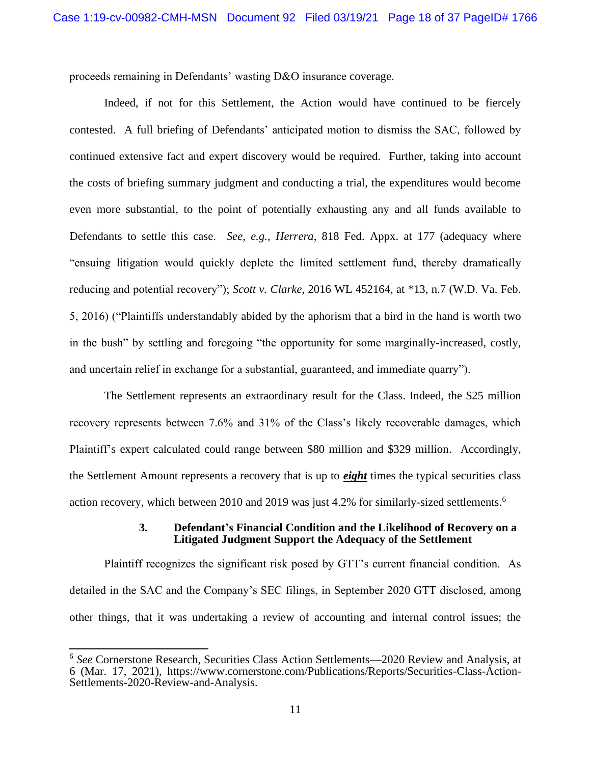proceeds remaining in Defendants' wasting D&O insurance coverage.

Indeed, if not for this Settlement, the Action would have continued to be fiercely contested. A full briefing of Defendants' anticipated motion to dismiss the SAC, followed by continued extensive fact and expert discovery would be required. Further, taking into account the costs of briefing summary judgment and conducting a trial, the expenditures would become even more substantial, to the point of potentially exhausting any and all funds available to Defendants to settle this case. *See, e.g.*, *Herrera*, 818 Fed. Appx. at 177 (adequacy where "ensuing litigation would quickly deplete the limited settlement fund, thereby dramatically reducing and potential recovery"); *Scott v. Clarke*, 2016 WL 452164, at *13, n.7 (W.D. Va. Feb. 5, 2016) ("Plaintiffs understandably abided by the aphorism that a bird in the hand is worth two in the bush" by settling and foregoing "the opportunity for some marginally-increased, costly, and uncertain relief in exchange for a substantial, guaranteed, and immediate quarry").

The Settlement represents an extraordinary result for the Class. Indeed, the $25 million recovery represents between 7.6% and 31% of the Class's likely recoverable damages, which Plaintiff's expert calculated could range between $80 million and $329 million. Accordingly, the Settlement Amount represents a recovery that is up to ***eight*** times the typical securities class action recovery, which between 2010 and 2019 was just 4.2% for similarly-sized settlements.[6]

### 3. Defendant's Financial Condition and the Likelihood of Recovery on a Litigated Judgment Support the Adequacy of the Settlement

Plaintiff recognizes the significant risk posed by GTT's current financial condition. As detailed in the SAC and the Company's SEC filings, in September 2020 GTT disclosed, among other things, that it was undertaking a review of accounting and internal control issues; the

[6] *See* Cornerstone Research, Securities Class Action Settlements—2020 Review and Analysis, at 6 (Mar. 17, 2021), https://www.cornerstone.com/Publications/Reports/Securities-Class-Action-Settlements-2020-Review-and-Analysis.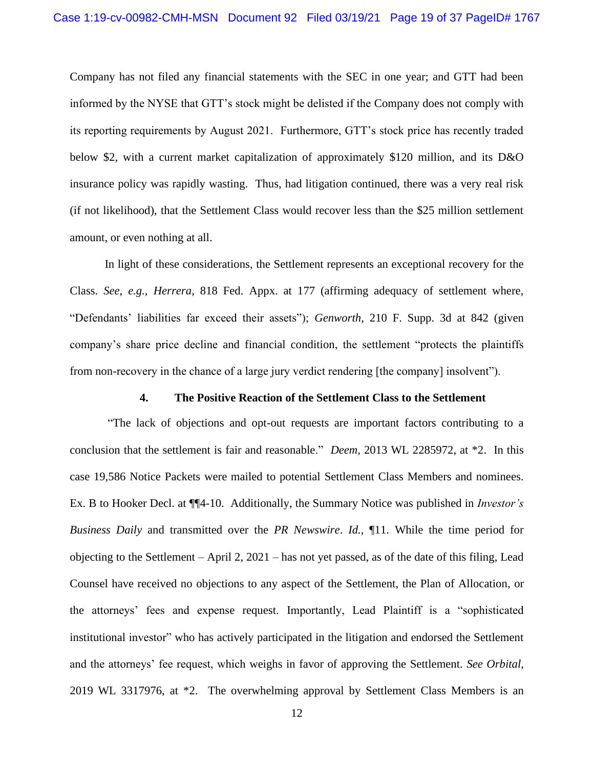Company has not filed any financial statements with the SEC in one year; and GTT had been informed by the NYSE that GTT's stock might be delisted if the Company does not comply with its reporting requirements by August 2021. Furthermore, GTT's stock price has recently traded below $2, with a current market capitalization of approximately $120 million, and its D&O insurance policy was rapidly wasting. Thus, had litigation continued, there was a very real risk (if not likelihood), that the Settlement Class would recover less than the $25 million settlement amount, or even nothing at all.

In light of these considerations, the Settlement represents an exceptional recovery for the Class. *See*, *e.g.*, *Herrera*, 818 Fed. Appx. at 177 (affirming adequacy of settlement where, "Defendants' liabilities far exceed their assets"); *Genworth*, 210 F. Supp. 3d at 842 (given company's share price decline and financial condition, the settlement "protects the plaintiffs from non-recovery in the chance of a large jury verdict rendering [the company] insolvent").

#### 4. The Positive Reaction of the Settlement Class to the Settlement

"The lack of objections and opt-out requests are important factors contributing to a conclusion that the settlement is fair and reasonable." *Deem*, 2013 WL 2285972, at *2. In this case 19,586 Notice Packets were mailed to potential Settlement Class Members and nominees. Ex. B to Hooker Decl. at ¶¶4-10. Additionally, the Summary Notice was published in *Investor's Business Daily* and transmitted over the *PR Newswire*. *Id.,* ¶11. While the time period for objecting to the Settlement – April 2, 2021 – has not yet passed, as of the date of this filing, Lead Counsel have received no objections to any aspect of the Settlement, the Plan of Allocation, or the attorneys' fees and expense request. Importantly, Lead Plaintiff is a "sophisticated institutional investor" who has actively participated in the litigation and endorsed the Settlement and the attorneys' fee request, which weighs in favor of approving the Settlement. *See Orbital*, 2019 WL 3317976, at *2. The overwhelming approval by Settlement Class Members is an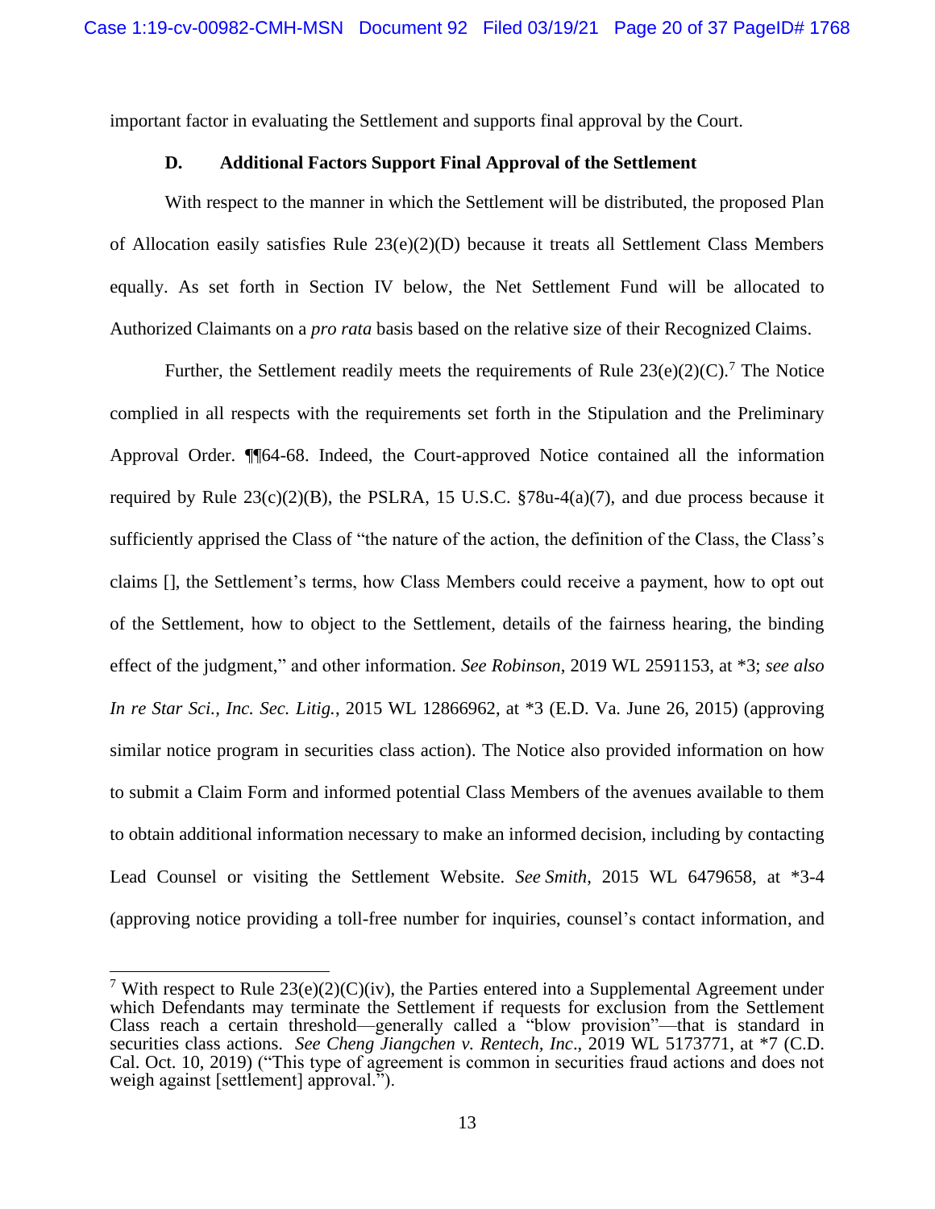important factor in evaluating the Settlement and supports final approval by the Court.

### D. Additional Factors Support Final Approval of the Settlement

With respect to the manner in which the Settlement will be distributed, the proposed Plan of Allocation easily satisfies Rule 23(e)(2)(D) because it treats all Settlement Class Members equally. As set forth in Section IV below, the Net Settlement Fund will be allocated to Authorized Claimants on a *pro rata* basis based on the relative size of their Recognized Claims.

Further, the Settlement readily meets the requirements of Rule 23(e)(2)(C).[7] The Notice complied in all respects with the requirements set forth in the Stipulation and the Preliminary Approval Order. ¶¶64-68. Indeed, the Court-approved Notice contained all the information required by Rule 23(c)(2)(B), the PSLRA, 15 U.S.C. §78u-4(a)(7), and due process because it sufficiently apprised the Class of "the nature of the action, the definition of the Class, the Class's claims [], the Settlement's terms, how Class Members could receive a payment, how to opt out of the Settlement, how to object to the Settlement, details of the fairness hearing, the binding effect of the judgment," and other information. *See Robinson*, 2019 WL 2591153, at *3; *see also In re Star Sci., Inc. Sec. Litig.*, 2015 WL 12866962, at *3 (E.D. Va. June 26, 2015) (approving similar notice program in securities class action). The Notice also provided information on how to submit a Claim Form and informed potential Class Members of the avenues available to them to obtain additional information necessary to make an informed decision, including by contacting Lead Counsel or visiting the Settlement Website. *See Smith*, 2015 WL 6479658, at *3-4 (approving notice providing a toll-free number for inquiries, counsel's contact information, and

---

[7] With respect to Rule 23(e)(2)(C)(iv), the Parties entered into a Supplemental Agreement under which Defendants may terminate the Settlement if requests for exclusion from the Settlement Class reach a certain threshold—generally called a "blow provision"—that is standard in securities class actions. *See Cheng Jiangchen v. Rentech, Inc*., 2019 WL 5173771, at *7 (C.D. Cal. Oct. 10, 2019) ("This type of agreement is common in securities fraud actions and does not weigh against [settlement] approval.").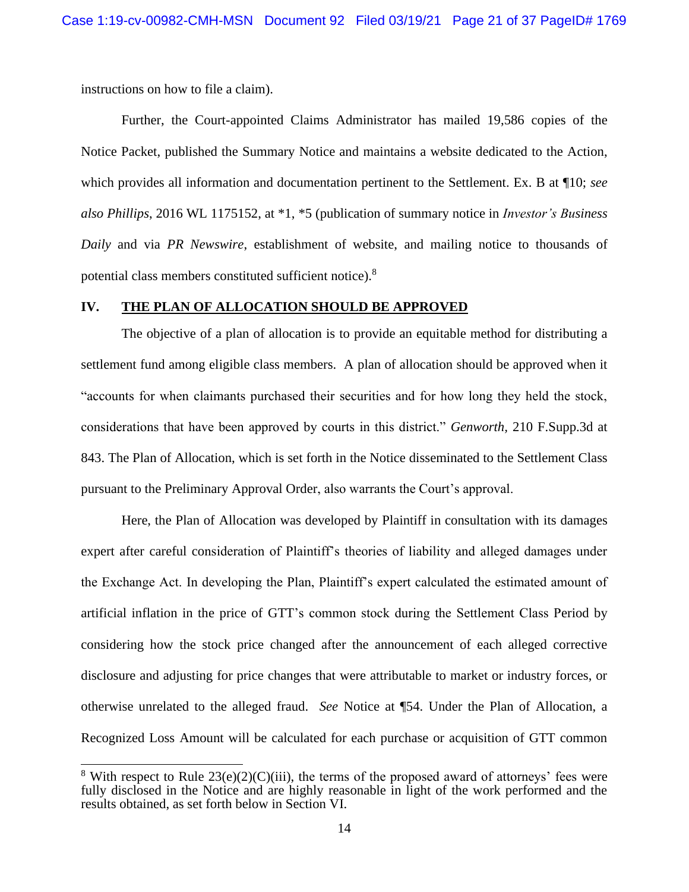instructions on how to file a claim).

Further, the Court-appointed Claims Administrator has mailed 19,586 copies of the Notice Packet, published the Summary Notice and maintains a website dedicated to the Action, which provides all information and documentation pertinent to the Settlement. Ex. B at ¶10; *see also Phillips*, 2016 WL 1175152, at *1, *5 (publication of summary notice in *Investor's Business Daily* and via *PR Newswire*, establishment of website, and mailing notice to thousands of potential class members constituted sufficient notice).[8]

## IV. THE PLAN OF ALLOCATION SHOULD BE APPROVED

The objective of a plan of allocation is to provide an equitable method for distributing a settlement fund among eligible class members. A plan of allocation should be approved when it "accounts for when claimants purchased their securities and for how long they held the stock, considerations that have been approved by courts in this district." *Genworth*, 210 F.Supp.3d at 843. The Plan of Allocation, which is set forth in the Notice disseminated to the Settlement Class pursuant to the Preliminary Approval Order, also warrants the Court's approval.

Here, the Plan of Allocation was developed by Plaintiff in consultation with its damages expert after careful consideration of Plaintiff's theories of liability and alleged damages under the Exchange Act. In developing the Plan, Plaintiff's expert calculated the estimated amount of artificial inflation in the price of GTT's common stock during the Settlement Class Period by considering how the stock price changed after the announcement of each alleged corrective disclosure and adjusting for price changes that were attributable to market or industry forces, or otherwise unrelated to the alleged fraud. *See* Notice at ¶54. Under the Plan of Allocation, a Recognized Loss Amount will be calculated for each purchase or acquisition of GTT common

---

[8] With respect to Rule 23(e)(2)(C)(iii), the terms of the proposed award of attorneys' fees were fully disclosed in the Notice and are highly reasonable in light of the work performed and the results obtained, as set forth below in Section VI.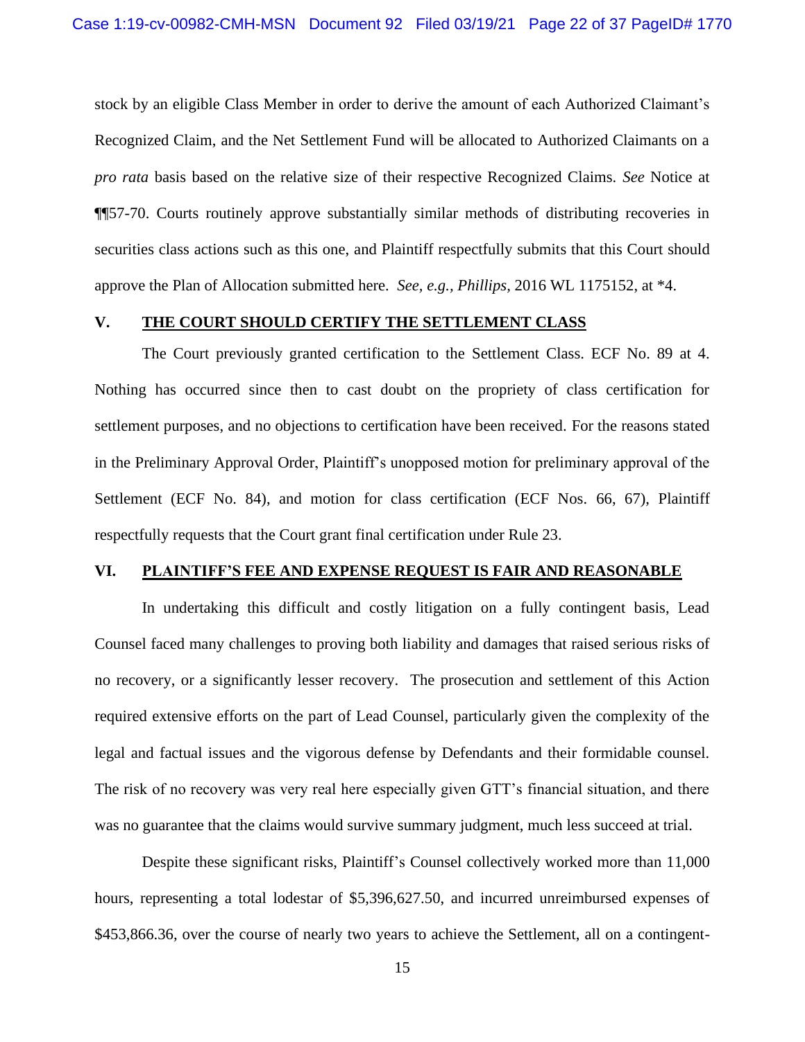stock by an eligible Class Member in order to derive the amount of each Authorized Claimant's Recognized Claim, and the Net Settlement Fund will be allocated to Authorized Claimants on a *pro rata* basis based on the relative size of their respective Recognized Claims. *See* Notice at ¶¶57-70. Courts routinely approve substantially similar methods of distributing recoveries in securities class actions such as this one, and Plaintiff respectfully submits that this Court should approve the Plan of Allocation submitted here. *See, e.g., Phillips*, 2016 WL 1175152, at *4.

## V. THE COURT SHOULD CERTIFY THE SETTLEMENT CLASS

The Court previously granted certification to the Settlement Class. ECF No. 89 at 4. Nothing has occurred since then to cast doubt on the propriety of class certification for settlement purposes, and no objections to certification have been received. For the reasons stated in the Preliminary Approval Order, Plaintiff's unopposed motion for preliminary approval of the Settlement (ECF No. 84), and motion for class certification (ECF Nos. 66, 67), Plaintiff respectfully requests that the Court grant final certification under Rule 23.

## VI. PLAINTIFF'S FEE AND EXPENSE REQUEST IS FAIR AND REASONABLE

In undertaking this difficult and costly litigation on a fully contingent basis, Lead Counsel faced many challenges to proving both liability and damages that raised serious risks of no recovery, or a significantly lesser recovery. The prosecution and settlement of this Action required extensive efforts on the part of Lead Counsel, particularly given the complexity of the legal and factual issues and the vigorous defense by Defendants and their formidable counsel. The risk of no recovery was very real here especially given GTT's financial situation, and there was no guarantee that the claims would survive summary judgment, much less succeed at trial.

Despite these significant risks, Plaintiff's Counsel collectively worked more than 11,000 hours, representing a total lodestar of $5,396,627.50, and incurred unreimbursed expenses of $453,866.36, over the course of nearly two years to achieve the Settlement, all on a contingent-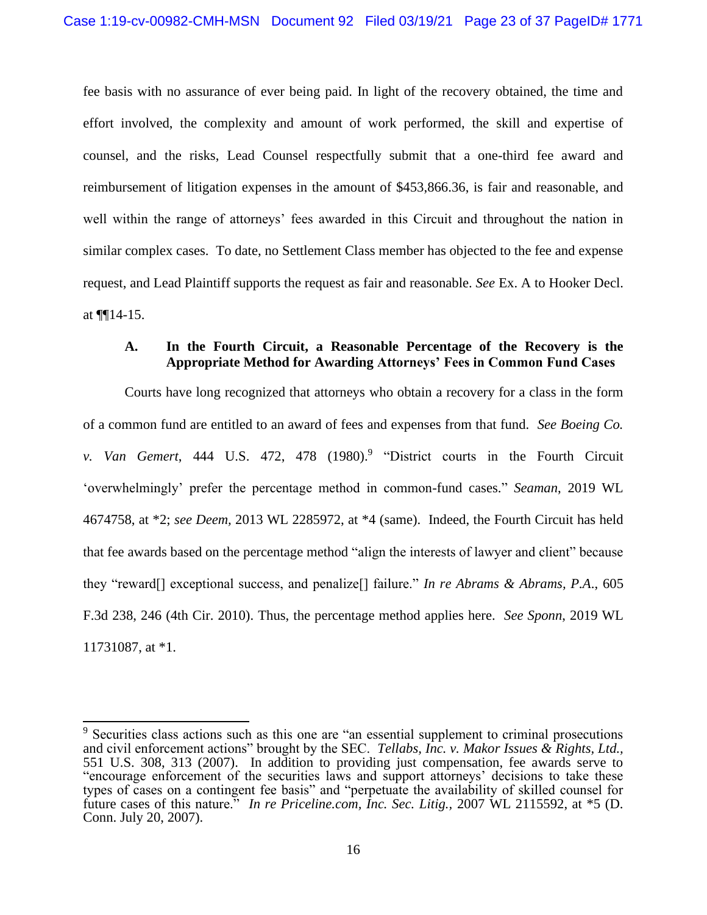fee basis with no assurance of ever being paid. In light of the recovery obtained, the time and effort involved, the complexity and amount of work performed, the skill and expertise of counsel, and the risks, Lead Counsel respectfully submit that a one-third fee award and reimbursement of litigation expenses in the amount of $453,866.36, is fair and reasonable, and well within the range of attorneys' fees awarded in this Circuit and throughout the nation in similar complex cases. To date, no Settlement Class member has objected to the fee and expense request, and Lead Plaintiff supports the request as fair and reasonable. *See* Ex. A to Hooker Decl. at ¶¶14-15.

### A. In the Fourth Circuit, a Reasonable Percentage of the Recovery is the Appropriate Method for Awarding Attorneys' Fees in Common Fund Cases

Courts have long recognized that attorneys who obtain a recovery for a class in the form of a common fund are entitled to an award of fees and expenses from that fund. *See Boeing Co. v. Van Gemert*, 444 U.S. 472, 478 (1980).[9] "District courts in the Fourth Circuit 'overwhelmingly' prefer the percentage method in common-fund cases." *Seaman*, 2019 WL 4674758, at *2; *see Deem*, 2013 WL 2285972, at *4 (same). Indeed, the Fourth Circuit has held that fee awards based on the percentage method "align the interests of lawyer and client" because they "reward[] exceptional success, and penalize[] failure." *In re Abrams & Abrams, P.A.*, 605 F.3d 238, 246 (4th Cir. 2010). Thus, the percentage method applies here. *See Sponn*, 2019 WL 11731087, at *1.

---

[9] Securities class actions such as this one are "an essential supplement to criminal prosecutions and civil enforcement actions" brought by the SEC. *Tellabs, Inc. v. Makor Issues & Rights, Ltd.*, 551 U.S. 308, 313 (2007). In addition to providing just compensation, fee awards serve to "encourage enforcement of the securities laws and support attorneys' decisions to take these types of cases on a contingent fee basis" and "perpetuate the availability of skilled counsel for future cases of this nature." *In re Priceline.com, Inc. Sec. Litig.*, 2007 WL 2115592, at *5 (D. Conn. July 20, 2007).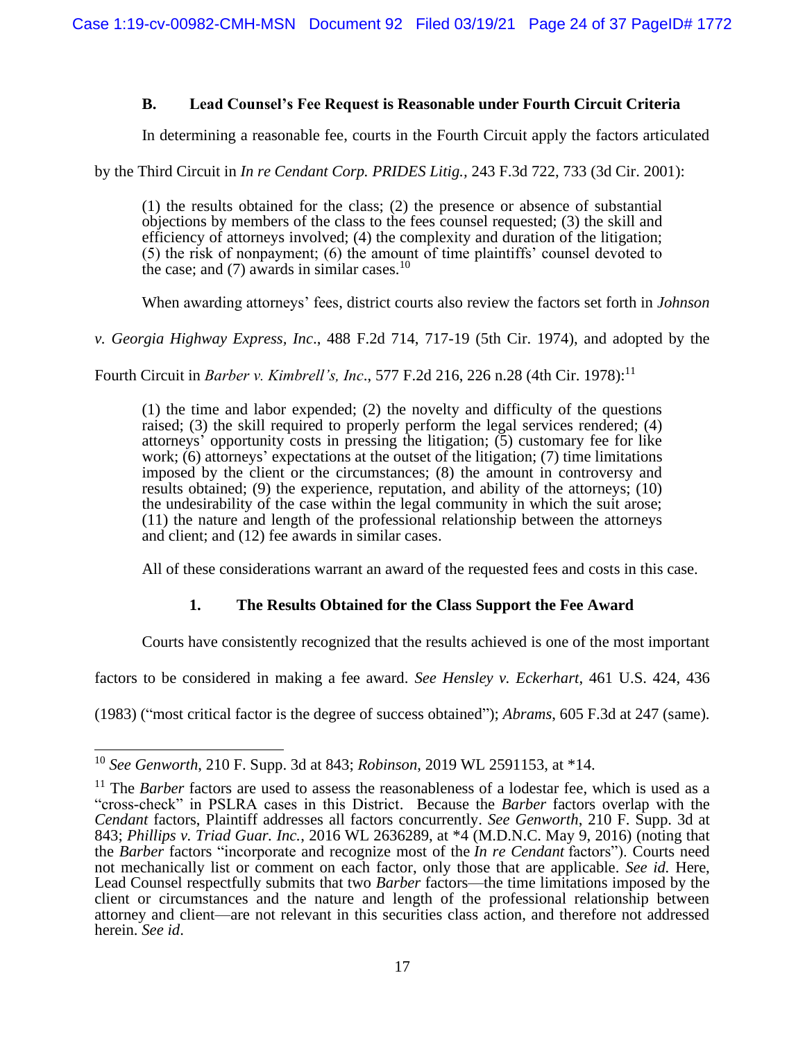### B. Lead Counsel's Fee Request is Reasonable under Fourth Circuit Criteria

In determining a reasonable fee, courts in the Fourth Circuit apply the factors articulated by the Third Circuit in *In re Cendant Corp. PRIDES Litig.*, 243 F.3d 722, 733 (3d Cir. 2001):

> (1) the results obtained for the class; (2) the presence or absence of substantial objections by members of the class to the fees counsel requested; (3) the skill and efficiency of attorneys involved; (4) the complexity and duration of the litigation; (5) the risk of nonpayment; (6) the amount of time plaintiffs' counsel devoted to the case; and (7) awards in similar cases.[10]

When awarding attorneys' fees, district courts also review the factors set forth in *Johnson v. Georgia Highway Express, Inc*., 488 F.2d 714, 717-19 (5th Cir. 1974), and adopted by the Fourth Circuit in *Barber v. Kimbrell's, Inc*., 577 F.2d 216, 226 n.28 (4th Cir. 1978):[11]

> (1) the time and labor expended; (2) the novelty and difficulty of the questions raised; (3) the skill required to properly perform the legal services rendered; (4) attorneys' opportunity costs in pressing the litigation; (5) customary fee for like work; (6) attorneys' expectations at the outset of the litigation; (7) time limitations imposed by the client or the circumstances; (8) the amount in controversy and results obtained; (9) the experience, reputation, and ability of the attorneys; (10) the undesirability of the case within the legal community in which the suit arose; (11) the nature and length of the professional relationship between the attorneys and client; and (12) fee awards in similar cases.

All of these considerations warrant an award of the requested fees and costs in this case.

#### 1. The Results Obtained for the Class Support the Fee Award

Courts have consistently recognized that the results achieved is one of the most important factors to be considered in making a fee award. *See Hensley v. Eckerhart*, 461 U.S. 424, 436 (1983) ("most critical factor is the degree of success obtained"); *Abrams*, 605 F.3d at 247 (same).

---

[10] *See Genworth*, 210 F. Supp. 3d at 843; *Robinson*, 2019 WL 2591153, at *14.

[11] The *Barber* factors are used to assess the reasonableness of a lodestar fee, which is used as a "cross-check" in PSLRA cases in this District. Because the *Barber* factors overlap with the *Cendant* factors, Plaintiff addresses all factors concurrently. *See Genworth*, 210 F. Supp. 3d at 843; *Phillips v. Triad Guar. Inc.*, 2016 WL 2636289, at *4 (M.D.N.C. May 9, 2016) (noting that the *Barber* factors "incorporate and recognize most of the *In re Cendant* factors"). Courts need not mechanically list or comment on each factor, only those that are applicable. *See id.* Here, Lead Counsel respectfully submits that two *Barber* factors—the time limitations imposed by the client or circumstances and the nature and length of the professional relationship between attorney and client—are not relevant in this securities class action, and therefore not addressed herein. *See id*.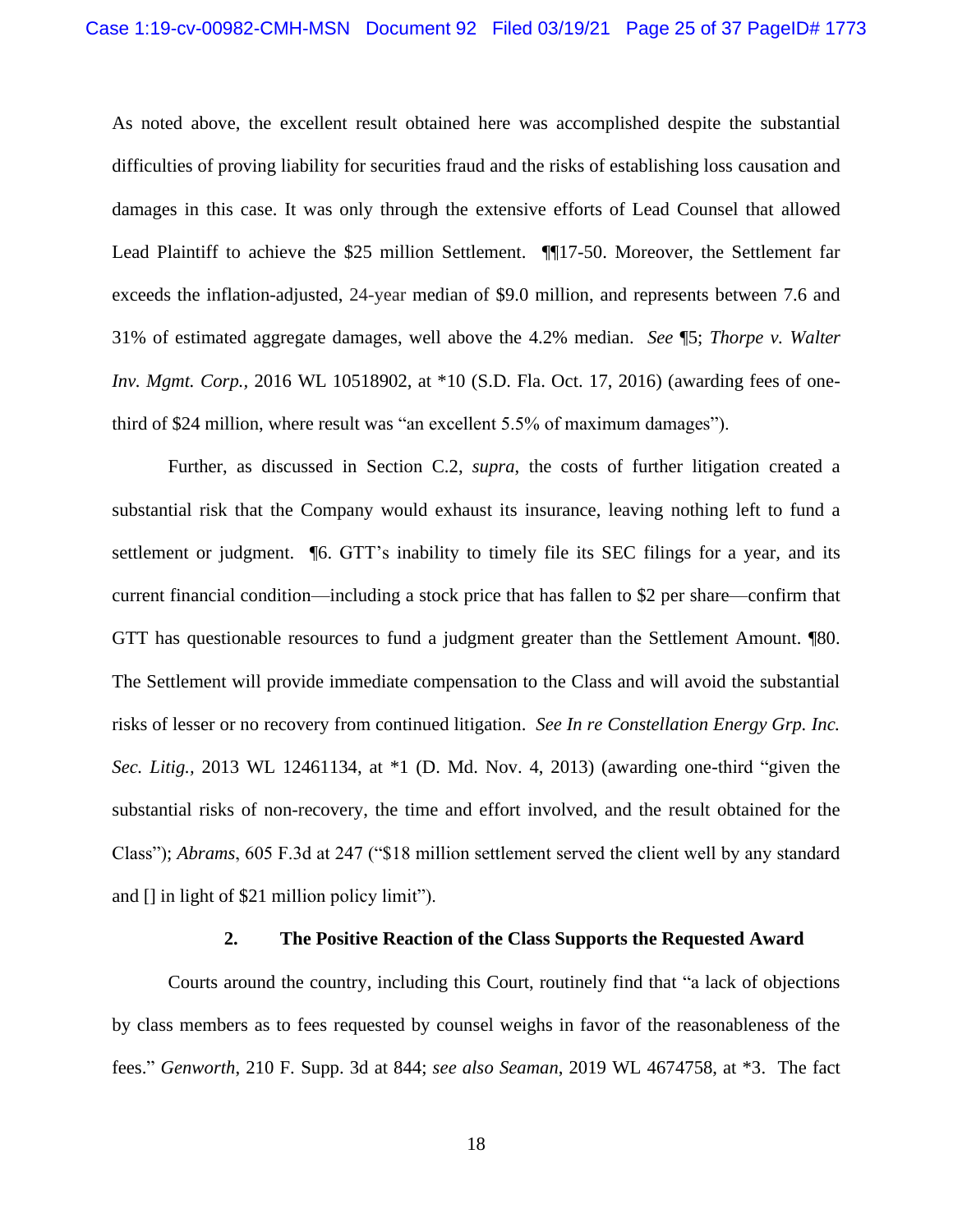As noted above, the excellent result obtained here was accomplished despite the substantial difficulties of proving liability for securities fraud and the risks of establishing loss causation and damages in this case. It was only through the extensive efforts of Lead Counsel that allowed Lead Plaintiff to achieve the $25 million Settlement. ¶¶17-50. Moreover, the Settlement far exceeds the inflation-adjusted, 24-year median of $9.0 million, and represents between 7.6 and 31% of estimated aggregate damages, well above the 4.2% median. *See* ¶5; *Thorpe v. Walter Inv. Mgmt. Corp.*, 2016 WL 10518902, at *10 (S.D. Fla. Oct. 17, 2016) (awarding fees of one-third of $24 million, where result was "an excellent 5.5% of maximum damages").

Further, as discussed in Section C.2, *supra*, the costs of further litigation created a substantial risk that the Company would exhaust its insurance, leaving nothing left to fund a settlement or judgment. ¶6. GTT's inability to timely file its SEC filings for a year, and its current financial condition—including a stock price that has fallen to $2 per share—confirm that GTT has questionable resources to fund a judgment greater than the Settlement Amount. ¶80. The Settlement will provide immediate compensation to the Class and will avoid the substantial risks of lesser or no recovery from continued litigation. *See In re Constellation Energy Grp. Inc. Sec. Litig.*, 2013 WL 12461134, at *1 (D. Md. Nov. 4, 2013) (awarding one-third "given the substantial risks of non-recovery, the time and effort involved, and the result obtained for the Class"); *Abrams*, 605 F.3d at 247 ("$18 million settlement served the client well by any standard and [] in light of $21 million policy limit").

### 2. The Positive Reaction of the Class Supports the Requested Award

Courts around the country, including this Court, routinely find that "a lack of objections by class members as to fees requested by counsel weighs in favor of the reasonableness of the fees." *Genworth*, 210 F. Supp. 3d at 844; *see also Seaman*, 2019 WL 4674758, at *3. The fact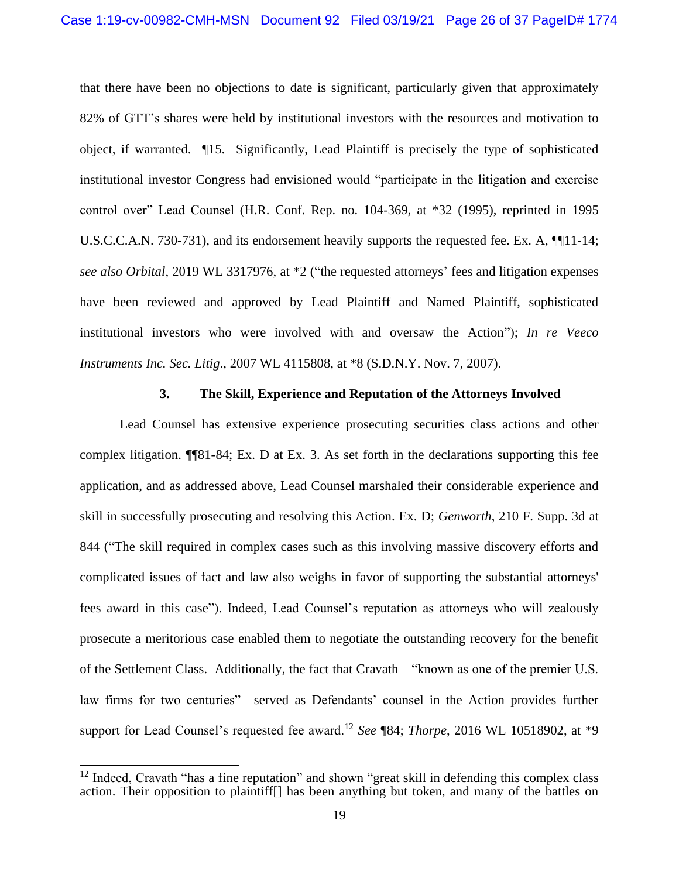that there have been no objections to date is significant, particularly given that approximately 82% of GTT's shares were held by institutional investors with the resources and motivation to object, if warranted. ¶15. Significantly, Lead Plaintiff is precisely the type of sophisticated institutional investor Congress had envisioned would "participate in the litigation and exercise control over" Lead Counsel (H.R. Conf. Rep. no. 104-369, at *32 (1995), reprinted in 1995 U.S.C.C.A.N. 730-731), and its endorsement heavily supports the requested fee. Ex. A, ¶¶11-14; *see also Orbital*, 2019 WL 3317976, at *2 ("the requested attorneys' fees and litigation expenses have been reviewed and approved by Lead Plaintiff and Named Plaintiff, sophisticated institutional investors who were involved with and oversaw the Action"); *In re Veeco Instruments Inc. Sec. Litig*., 2007 WL 4115808, at *8 (S.D.N.Y. Nov. 7, 2007).

### 3. The Skill, Experience and Reputation of the Attorneys Involved

Lead Counsel has extensive experience prosecuting securities class actions and other complex litigation. ¶¶81-84; Ex. D at Ex. 3. As set forth in the declarations supporting this fee application, and as addressed above, Lead Counsel marshaled their considerable experience and skill in successfully prosecuting and resolving this Action. Ex. D; *Genworth*, 210 F. Supp. 3d at 844 ("The skill required in complex cases such as this involving massive discovery efforts and complicated issues of fact and law also weighs in favor of supporting the substantial attorneys' fees award in this case"). Indeed, Lead Counsel's reputation as attorneys who will zealously prosecute a meritorious case enabled them to negotiate the outstanding recovery for the benefit of the Settlement Class. Additionally, the fact that Cravath—"known as one of the premier U.S. law firms for two centuries"—served as Defendants' counsel in the Action provides further support for Lead Counsel's requested fee award.[12] *See* ¶84; *Thorpe*, 2016 WL 10518902, at *9

---

[12] Indeed, Cravath "has a fine reputation" and shown "great skill in defending this complex class action. Their opposition to plaintiff[] has been anything but token, and many of the battles on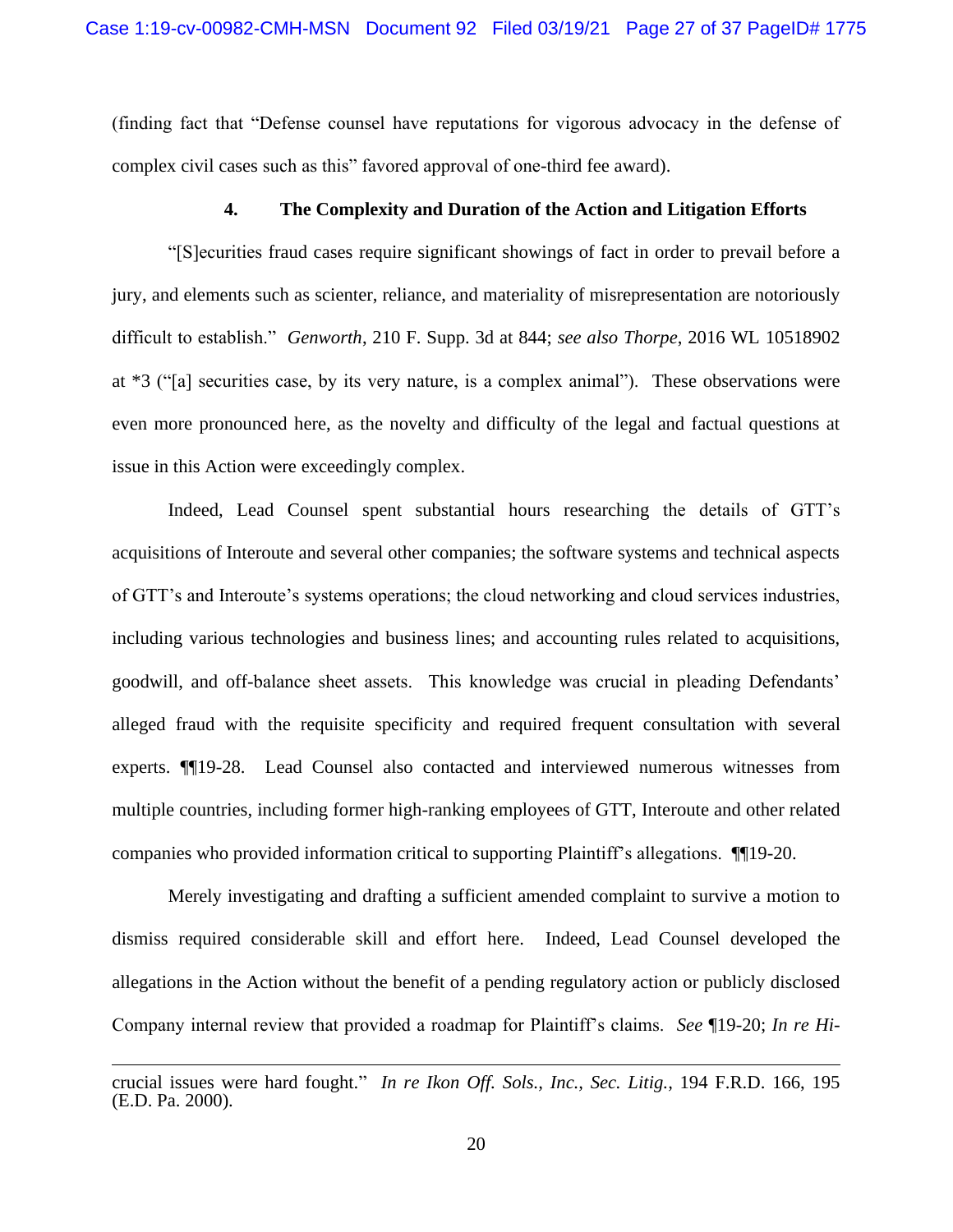(finding fact that "Defense counsel have reputations for vigorous advocacy in the defense of complex civil cases such as this" favored approval of one-third fee award).

#### 4. The Complexity and Duration of the Action and Litigation Efforts

"[S]ecurities fraud cases require significant showings of fact in order to prevail before a jury, and elements such as scienter, reliance, and materiality of misrepresentation are notoriously difficult to establish." *Genworth*, 210 F. Supp. 3d at 844; *see also Thorpe*, 2016 WL 10518902 at *3 ("[a] securities case, by its very nature, is a complex animal"). These observations were even more pronounced here, as the novelty and difficulty of the legal and factual questions at issue in this Action were exceedingly complex.

Indeed, Lead Counsel spent substantial hours researching the details of GTT's acquisitions of Interoute and several other companies; the software systems and technical aspects of GTT's and Interoute's systems operations; the cloud networking and cloud services industries, including various technologies and business lines; and accounting rules related to acquisitions, goodwill, and off-balance sheet assets. This knowledge was crucial in pleading Defendants' alleged fraud with the requisite specificity and required frequent consultation with several experts. ¶¶19-28. Lead Counsel also contacted and interviewed numerous witnesses from multiple countries, including former high-ranking employees of GTT, Interoute and other related companies who provided information critical to supporting Plaintiff's allegations. ¶¶19-20.

Merely investigating and drafting a sufficient amended complaint to survive a motion to dismiss required considerable skill and effort here. Indeed, Lead Counsel developed the allegations in the Action without the benefit of a pending regulatory action or publicly disclosed Company internal review that provided a roadmap for Plaintiff's claims. *See* ¶19-20; *In re Hi-*

---

crucial issues were hard fought." *In re Ikon Off. Sols., Inc., Sec. Litig.*, 194 F.R.D. 166, 195 (E.D. Pa. 2000).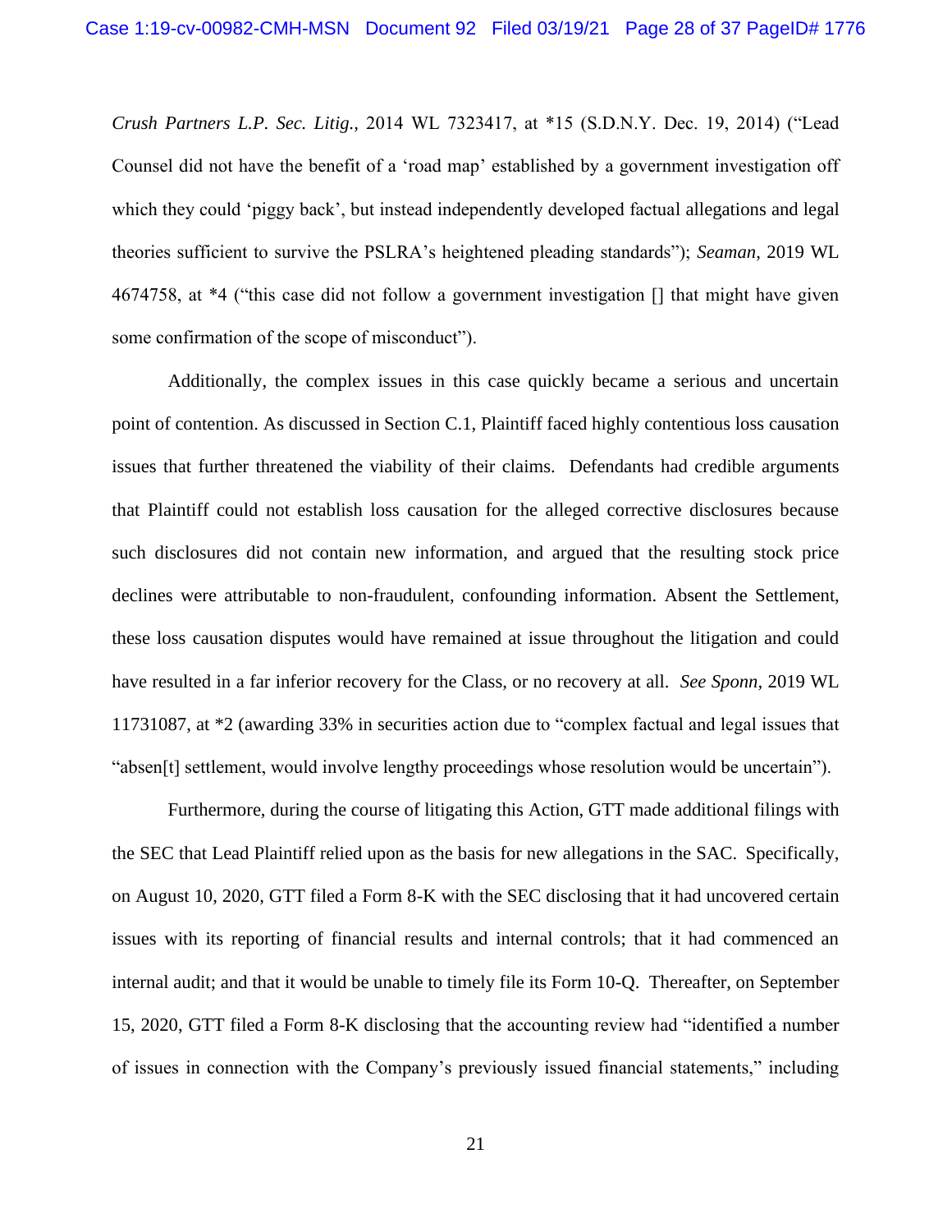*Crush Partners L.P. Sec. Litig.*, 2014 WL 7323417, at *15 (S.D.N.Y. Dec. 19, 2014) ("Lead Counsel did not have the benefit of a 'road map' established by a government investigation off which they could 'piggy back', but instead independently developed factual allegations and legal theories sufficient to survive the PSLRA's heightened pleading standards"); *Seaman*, 2019 WL 4674758, at *4 ("this case did not follow a government investigation [] that might have given some confirmation of the scope of misconduct").

Additionally, the complex issues in this case quickly became a serious and uncertain point of contention. As discussed in Section C.1, Plaintiff faced highly contentious loss causation issues that further threatened the viability of their claims. Defendants had credible arguments that Plaintiff could not establish loss causation for the alleged corrective disclosures because such disclosures did not contain new information, and argued that the resulting stock price declines were attributable to non-fraudulent, confounding information. Absent the Settlement, these loss causation disputes would have remained at issue throughout the litigation and could have resulted in a far inferior recovery for the Class, or no recovery at all. *See Sponn*, 2019 WL 11731087, at *2 (awarding 33% in securities action due to "complex factual and legal issues that "absen[t] settlement, would involve lengthy proceedings whose resolution would be uncertain").

Furthermore, during the course of litigating this Action, GTT made additional filings with the SEC that Lead Plaintiff relied upon as the basis for new allegations in the SAC. Specifically, on August 10, 2020, GTT filed a Form 8-K with the SEC disclosing that it had uncovered certain issues with its reporting of financial results and internal controls; that it had commenced an internal audit; and that it would be unable to timely file its Form 10-Q. Thereafter, on September 15, 2020, GTT filed a Form 8-K disclosing that the accounting review had "identified a number of issues in connection with the Company's previously issued financial statements," including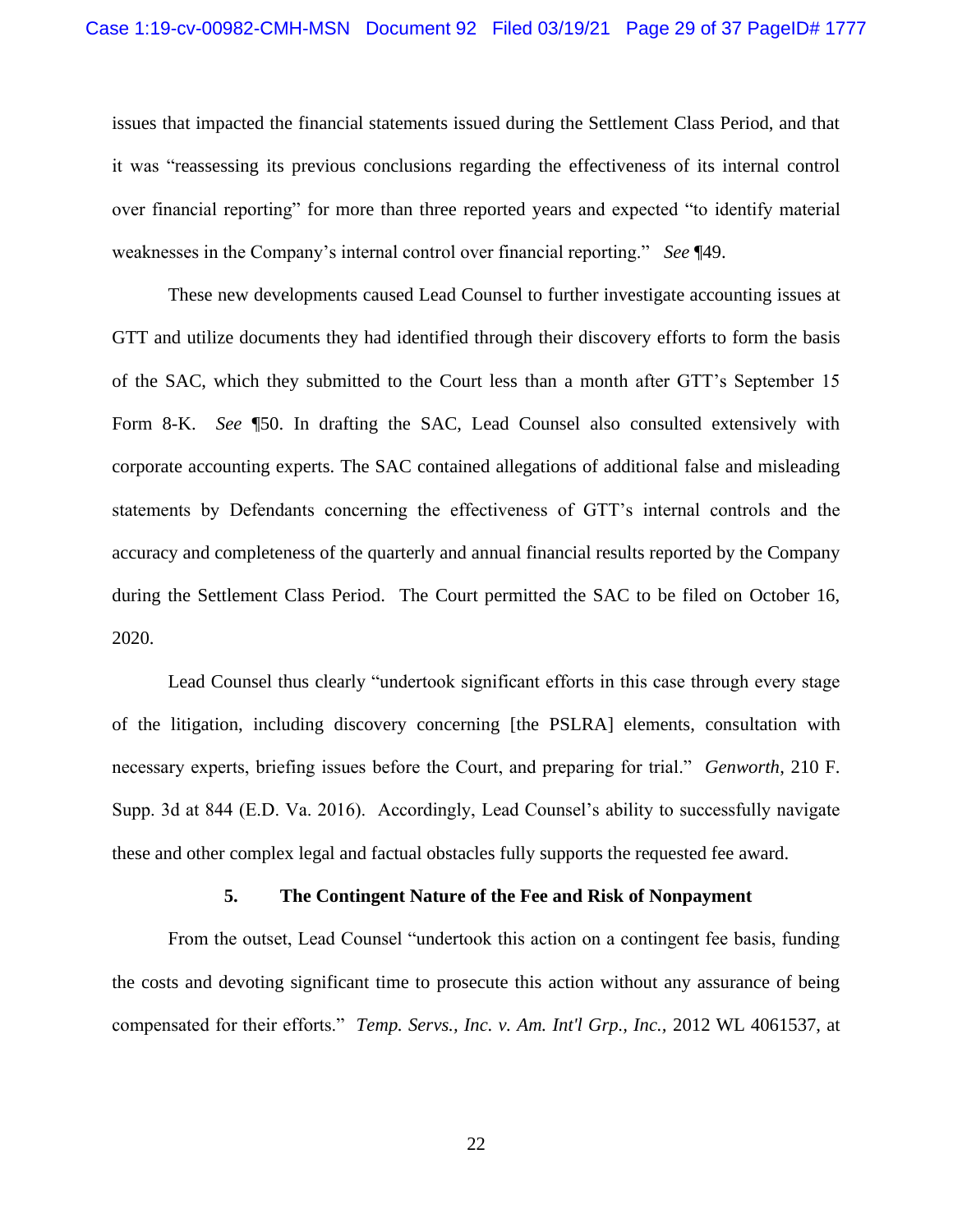issues that impacted the financial statements issued during the Settlement Class Period, and that it was "reassessing its previous conclusions regarding the effectiveness of its internal control over financial reporting" for more than three reported years and expected "to identify material weaknesses in the Company's internal control over financial reporting." *See* ¶49.

These new developments caused Lead Counsel to further investigate accounting issues at GTT and utilize documents they had identified through their discovery efforts to form the basis of the SAC, which they submitted to the Court less than a month after GTT's September 15 Form 8-K. *See* ¶50. In drafting the SAC, Lead Counsel also consulted extensively with corporate accounting experts. The SAC contained allegations of additional false and misleading statements by Defendants concerning the effectiveness of GTT's internal controls and the accuracy and completeness of the quarterly and annual financial results reported by the Company during the Settlement Class Period. The Court permitted the SAC to be filed on October 16, 2020.

Lead Counsel thus clearly "undertook significant efforts in this case through every stage of the litigation, including discovery concerning [the PSLRA] elements, consultation with necessary experts, briefing issues before the Court, and preparing for trial." *Genworth*, 210 F. Supp. 3d at 844 (E.D. Va. 2016). Accordingly, Lead Counsel's ability to successfully navigate these and other complex legal and factual obstacles fully supports the requested fee award.

### 5. The Contingent Nature of the Fee and Risk of Nonpayment

From the outset, Lead Counsel "undertook this action on a contingent fee basis, funding the costs and devoting significant time to prosecute this action without any assurance of being compensated for their efforts." *Temp. Servs., Inc. v. Am. Int'l Grp., Inc.*, 2012 WL 4061537, at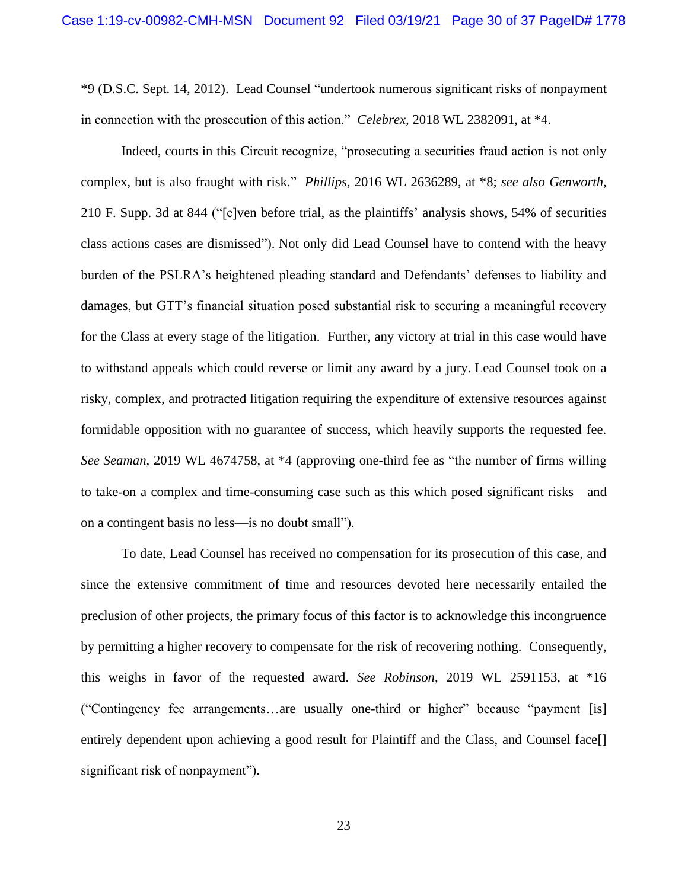*9 (D.S.C. Sept. 14, 2012). Lead Counsel "undertook numerous significant risks of nonpayment in connection with the prosecution of this action." *Celebrex*, 2018 WL 2382091, at *4.

Indeed, courts in this Circuit recognize, "prosecuting a securities fraud action is not only complex, but is also fraught with risk." *Phillips*, 2016 WL 2636289, at *8; *see also Genworth*, 210 F. Supp. 3d at 844 ("[e]ven before trial, as the plaintiffs' analysis shows, 54% of securities class actions cases are dismissed"). Not only did Lead Counsel have to contend with the heavy burden of the PSLRA's heightened pleading standard and Defendants' defenses to liability and damages, but GTT's financial situation posed substantial risk to securing a meaningful recovery for the Class at every stage of the litigation. Further, any victory at trial in this case would have to withstand appeals which could reverse or limit any award by a jury. Lead Counsel took on a risky, complex, and protracted litigation requiring the expenditure of extensive resources against formidable opposition with no guarantee of success, which heavily supports the requested fee. *See Seaman*, 2019 WL 4674758, at *4 (approving one-third fee as "the number of firms willing to take-on a complex and time-consuming case such as this which posed significant risks—and on a contingent basis no less—is no doubt small").

To date, Lead Counsel has received no compensation for its prosecution of this case, and since the extensive commitment of time and resources devoted here necessarily entailed the preclusion of other projects, the primary focus of this factor is to acknowledge this incongruence by permitting a higher recovery to compensate for the risk of recovering nothing. Consequently, this weighs in favor of the requested award. *See Robinson*, 2019 WL 2591153, at *16 ("Contingency fee arrangements…are usually one-third or higher" because "payment [is] entirely dependent upon achieving a good result for Plaintiff and the Class, and Counsel face[] significant risk of nonpayment").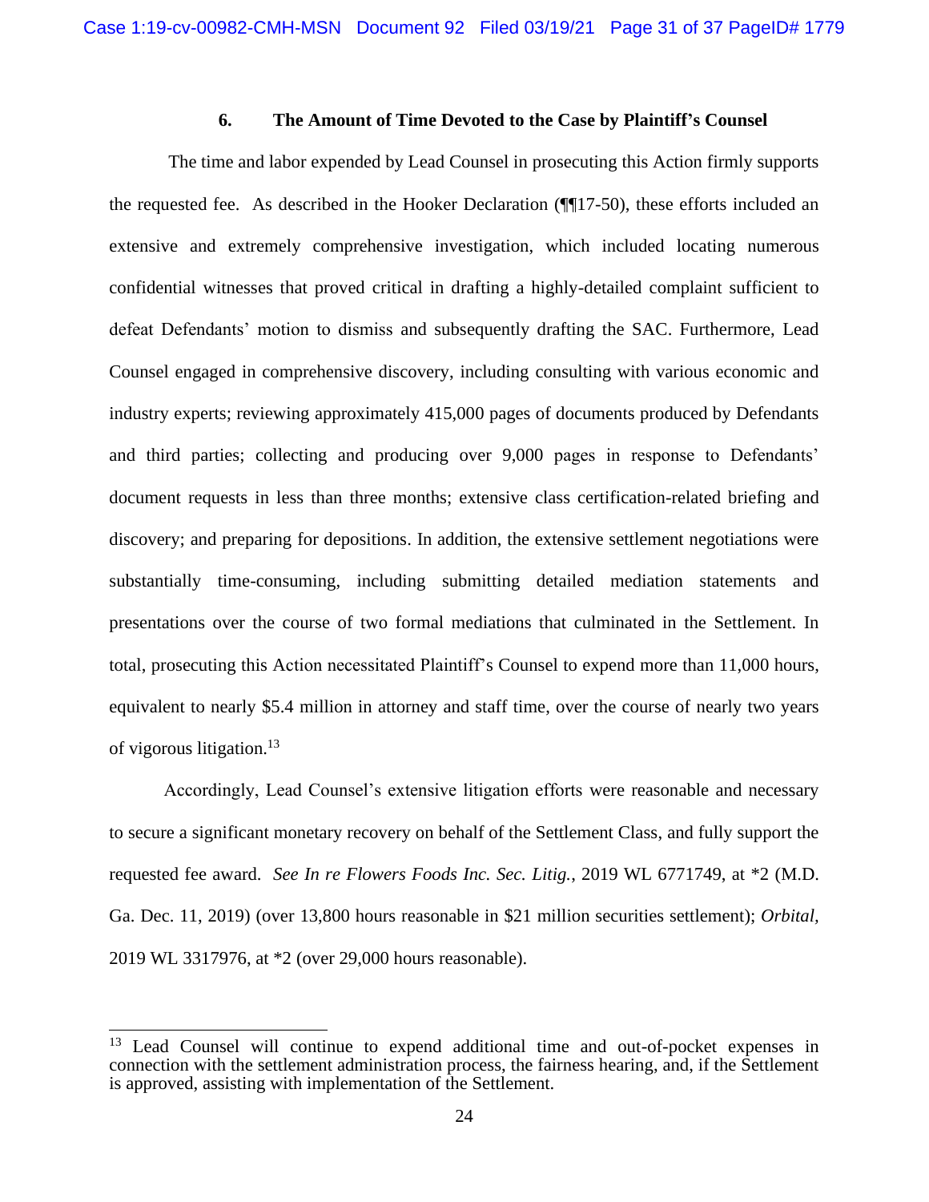### 6. The Amount of Time Devoted to the Case by Plaintiff's Counsel

The time and labor expended by Lead Counsel in prosecuting this Action firmly supports the requested fee. As described in the Hooker Declaration (¶¶17-50), these efforts included an extensive and extremely comprehensive investigation, which included locating numerous confidential witnesses that proved critical in drafting a highly-detailed complaint sufficient to defeat Defendants' motion to dismiss and subsequently drafting the SAC. Furthermore, Lead Counsel engaged in comprehensive discovery, including consulting with various economic and industry experts; reviewing approximately 415,000 pages of documents produced by Defendants and third parties; collecting and producing over 9,000 pages in response to Defendants' document requests in less than three months; extensive class certification-related briefing and discovery; and preparing for depositions. In addition, the extensive settlement negotiations were substantially time-consuming, including submitting detailed mediation statements and presentations over the course of two formal mediations that culminated in the Settlement. In total, prosecuting this Action necessitated Plaintiff's Counsel to expend more than 11,000 hours, equivalent to nearly $5.4 million in attorney and staff time, over the course of nearly two years of vigorous litigation.[13]

Accordingly, Lead Counsel's extensive litigation efforts were reasonable and necessary to secure a significant monetary recovery on behalf of the Settlement Class, and fully support the requested fee award. *See In re Flowers Foods Inc. Sec. Litig.*, 2019 WL 6771749, at *2 (M.D. Ga. Dec. 11, 2019) (over 13,800 hours reasonable in $21 million securities settlement); *Orbital*, 2019 WL 3317976, at *2 (over 29,000 hours reasonable).

---

[13] Lead Counsel will continue to expend additional time and out-of-pocket expenses in connection with the settlement administration process, the fairness hearing, and, if the Settlement is approved, assisting with implementation of the Settlement.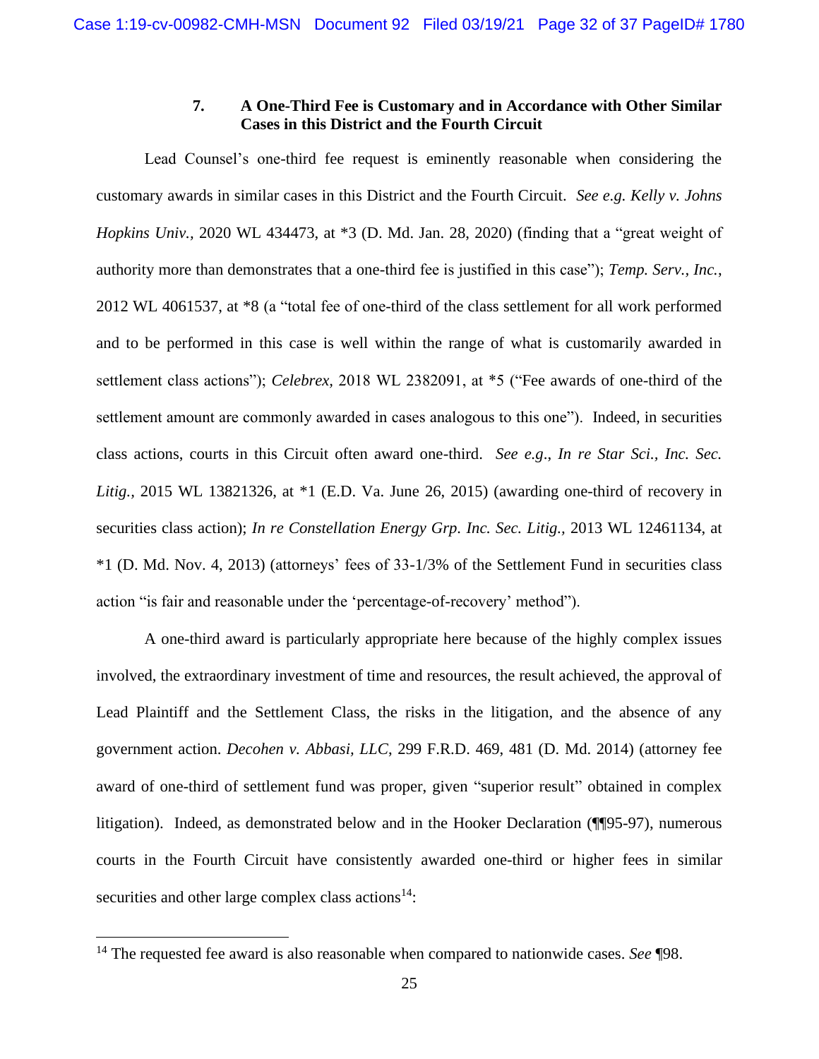### 7. A One-Third Fee is Customary and in Accordance with Other Similar Cases in this District and the Fourth Circuit

Lead Counsel's one-third fee request is eminently reasonable when considering the customary awards in similar cases in this District and the Fourth Circuit. *See e.g. Kelly v. Johns Hopkins Univ.*, 2020 WL 434473, at *3 (D. Md. Jan. 28, 2020) (finding that a "great weight of authority more than demonstrates that a one-third fee is justified in this case"); *Temp. Serv., Inc.*, 2012 WL 4061537, at *8 (a "total fee of one-third of the class settlement for all work performed and to be performed in this case is well within the range of what is customarily awarded in settlement class actions"); *Celebrex*, 2018 WL 2382091, at *5 ("Fee awards of one-third of the settlement amount are commonly awarded in cases analogous to this one"). Indeed, in securities class actions, courts in this Circuit often award one-third. *See e.g*., *In re Star Sci., Inc. Sec. Litig.*, 2015 WL 13821326, at *1 (E.D. Va. June 26, 2015) (awarding one-third of recovery in securities class action); *In re Constellation Energy Grp. Inc. Sec. Litig.*, 2013 WL 12461134, at *1 (D. Md. Nov. 4, 2013) (attorneys' fees of 33-1/3% of the Settlement Fund in securities class action "is fair and reasonable under the 'percentage-of-recovery' method").

A one-third award is particularly appropriate here because of the highly complex issues involved, the extraordinary investment of time and resources, the result achieved, the approval of Lead Plaintiff and the Settlement Class, the risks in the litigation, and the absence of any government action. *Decohen v. Abbasi, LLC*, 299 F.R.D. 469, 481 (D. Md. 2014) (attorney fee award of one-third of settlement fund was proper, given "superior result" obtained in complex litigation). Indeed, as demonstrated below and in the Hooker Declaration (¶¶95-97), numerous courts in the Fourth Circuit have consistently awarded one-third or higher fees in similar securities and other large complex class actions[14]:

[14] The requested fee award is also reasonable when compared to nationwide cases. *See* ¶98.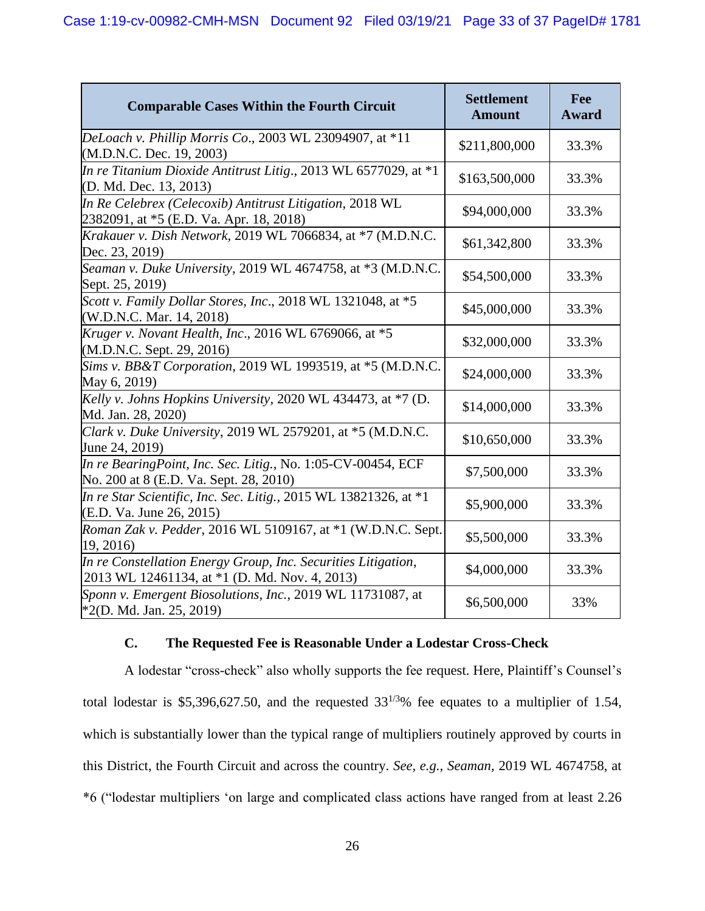| Comparable Cases Within the Fourth Circuit | Settlement Amount | Fee Award |
|---|---|---|
| *DeLoach v. Phillip Morris Co.*, 2003 WL 23094907, at *11 (M.D.N.C. Dec. 19, 2003) | $211,800,000 | 33.3% |
| *In re Titanium Dioxide Antitrust Litig.*, 2013 WL 6577029, at *1 (D. Md. Dec. 13, 2013) | $163,500,000 | 33.3% |
| *In Re Celebrex (Celecoxib) Antitrust Litigation*, 2018 WL 2382091, at *5 (E.D. Va. Apr. 18, 2018) | $94,000,000 | 33.3% |
| *Krakauer v. Dish Network*, 2019 WL 7066834, at *7 (M.D.N.C. Dec. 23, 2019) | $61,342,800 | 33.3% |
| *Seaman v. Duke University*, 2019 WL 4674758, at *3 (M.D.N.C. Sept. 25, 2019) | $54,500,000 | 33.3% |
| *Scott v. Family Dollar Stores, Inc.*, 2018 WL 1321048, at *5 (W.D.N.C. Mar. 14, 2018) | $45,000,000 | 33.3% |
| *Kruger v. Novant Health, Inc.*, 2016 WL 6769066, at *5 (M.D.N.C. Sept. 29, 2016) | $32,000,000 | 33.3% |
| *Sims v. BB&T Corporation*, 2019 WL 1993519, at *5 (M.D.N.C. May 6, 2019) | $24,000,000 | 33.3% |
| *Kelly v. Johns Hopkins University*, 2020 WL 434473, at *7 (D. Md. Jan. 28, 2020) | $14,000,000 | 33.3% |
| *Clark v. Duke University*, 2019 WL 2579201, at *5 (M.D.N.C. June 24, 2019) | $10,650,000 | 33.3% |
| *In re BearingPoint, Inc. Sec. Litig.*, No. 1:05-CV-00454, ECF No. 200 at 8 (E.D. Va. Sept. 28, 2010) | $7,500,000 | 33.3% |
| *In re Star Scientific, Inc. Sec. Litig.*, 2015 WL 13821326, at *1 (E.D. Va. June 26, 2015) | $5,900,000 | 33.3% |
| *Roman Zak v. Pedder*, 2016 WL 5109167, at *1 (W.D.N.C. Sept. 19, 2016) | $5,500,000 | 33.3% |
| *In re Constellation Energy Group, Inc. Securities Litigation*, 2013 WL 12461134, at *1 (D. Md. Nov. 4, 2013) | $4,000,000 | 33.3% |
| *Sponn v. Emergent Biosolutions, Inc.*, 2019 WL 11731087, at *2(D. Md. Jan. 25, 2019) | $6,500,000 | 33% |

### C. The Requested Fee is Reasonable Under a Lodestar Cross-Check

A lodestar "cross-check" also wholly supports the fee request. Here, Plaintiff's Counsel's total lodestar is $5,396,627.50, and the requested $33^{1/3}$% fee equates to a multiplier of 1.54, which is substantially lower than the typical range of multipliers routinely approved by courts in this District, the Fourth Circuit and across the country. *See, e.g., Seaman*, 2019 WL 4674758, at *6 ("lodestar multipliers 'on large and complicated class actions have ranged from at least 2.26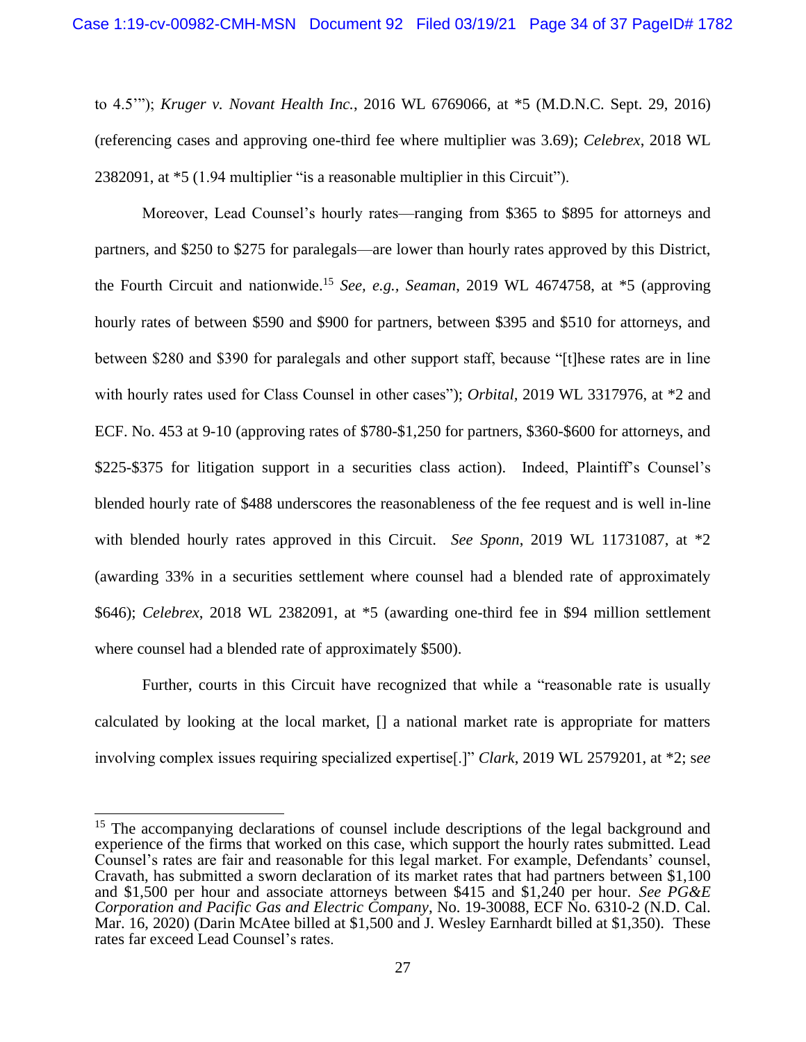to 4.5'"); *Kruger v. Novant Health Inc.*, 2016 WL 6769066, at *5 (M.D.N.C. Sept. 29, 2016) (referencing cases and approving one-third fee where multiplier was 3.69); *Celebrex*, 2018 WL 2382091, at *5 (1.94 multiplier "is a reasonable multiplier in this Circuit").

Moreover, Lead Counsel's hourly rates—ranging from $365 to $895 for attorneys and partners, and $250 to $275 for paralegals—are lower than hourly rates approved by this District, the Fourth Circuit and nationwide.[15] *See, e.g., Seaman*, 2019 WL 4674758, at *5 (approving hourly rates of between $590 and $900 for partners, between $395 and $510 for attorneys, and between $280 and $390 for paralegals and other support staff, because "[t]hese rates are in line with hourly rates used for Class Counsel in other cases"); *Orbital*, 2019 WL 3317976, at *2 and ECF. No. 453 at 9-10 (approving rates of $780-$1,250 for partners, $360-$600 for attorneys, and $225-$375 for litigation support in a securities class action). Indeed, Plaintiff's Counsel's blended hourly rate of $488 underscores the reasonableness of the fee request and is well in-line with blended hourly rates approved in this Circuit. *See Sponn*, 2019 WL 11731087, at *2 (awarding 33% in a securities settlement where counsel had a blended rate of approximately $646); *Celebrex*, 2018 WL 2382091, at *5 (awarding one-third fee in $94 million settlement where counsel had a blended rate of approximately $500).

Further, courts in this Circuit have recognized that while a "reasonable rate is usually calculated by looking at the local market, [] a national market rate is appropriate for matters involving complex issues requiring specialized expertise[.]" *Clark*, 2019 WL 2579201, at *2; *see*

---

[15] The accompanying declarations of counsel include descriptions of the legal background and experience of the firms that worked on this case, which support the hourly rates submitted. Lead Counsel's rates are fair and reasonable for this legal market. For example, Defendants' counsel, Cravath, has submitted a sworn declaration of its market rates that had partners between $1,100 and $1,500 per hour and associate attorneys between $415 and $1,240 per hour. *See PG&E Corporation and Pacific Gas and Electric Company*, No. 19-30088, ECF No. 6310-2 (N.D. Cal. Mar. 16, 2020) (Darin McAtee billed at $1,500 and J. Wesley Earnhardt billed at $1,350). These rates far exceed Lead Counsel's rates.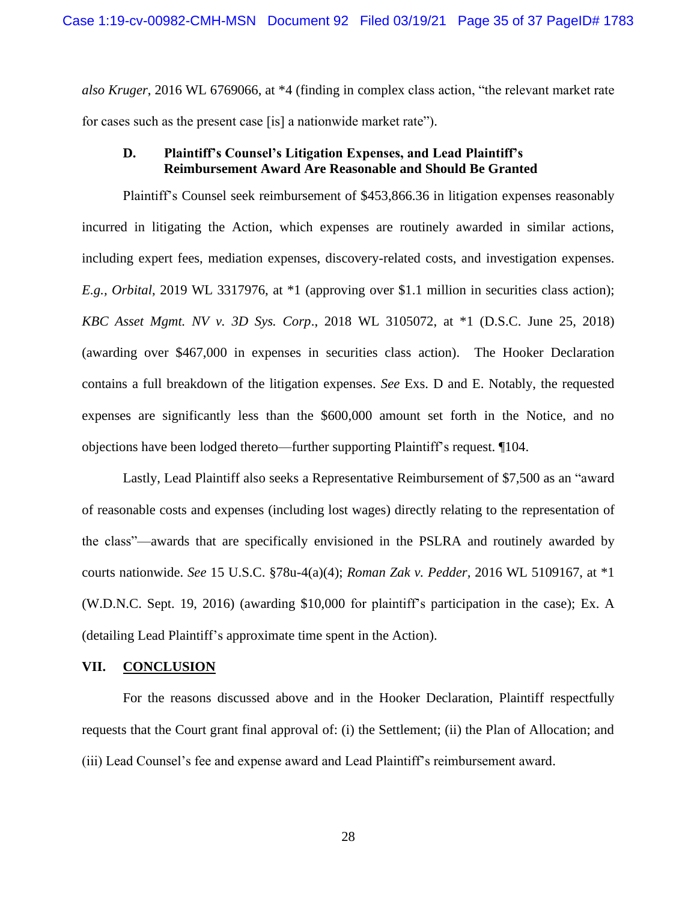*also Kruger*, 2016 WL 6769066, at *4 (finding in complex class action, "the relevant market rate for cases such as the present case [is] a nationwide market rate").

### D. Plaintiff's Counsel's Litigation Expenses, and Lead Plaintiff's Reimbursement Award Are Reasonable and Should Be Granted

Plaintiff's Counsel seek reimbursement of $453,866.36 in litigation expenses reasonably incurred in litigating the Action, which expenses are routinely awarded in similar actions, including expert fees, mediation expenses, discovery-related costs, and investigation expenses. *E.g., Orbital*, 2019 WL 3317976, at *1 (approving over $1.1 million in securities class action); *KBC Asset Mgmt. NV v. 3D Sys. Corp*., 2018 WL 3105072, at *1 (D.S.C. June 25, 2018) (awarding over $467,000 in expenses in securities class action). The Hooker Declaration contains a full breakdown of the litigation expenses. *See* Exs. D and E. Notably, the requested expenses are significantly less than the $600,000 amount set forth in the Notice, and no objections have been lodged thereto—further supporting Plaintiff's request. ¶104.

Lastly, Lead Plaintiff also seeks a Representative Reimbursement of $7,500 as an "award of reasonable costs and expenses (including lost wages) directly relating to the representation of the class"—awards that are specifically envisioned in the PSLRA and routinely awarded by courts nationwide. *See* 15 U.S.C. §78u-4(a)(4); *Roman Zak v. Pedder*, 2016 WL 5109167, at *1 (W.D.N.C. Sept. 19, 2016) (awarding $10,000 for plaintiff's participation in the case); Ex. A (detailing Lead Plaintiff's approximate time spent in the Action).

## VII. CONCLUSION

For the reasons discussed above and in the Hooker Declaration, Plaintiff respectfully requests that the Court grant final approval of: (i) the Settlement; (ii) the Plan of Allocation; and (iii) Lead Counsel's fee and expense award and Lead Plaintiff's reimbursement award.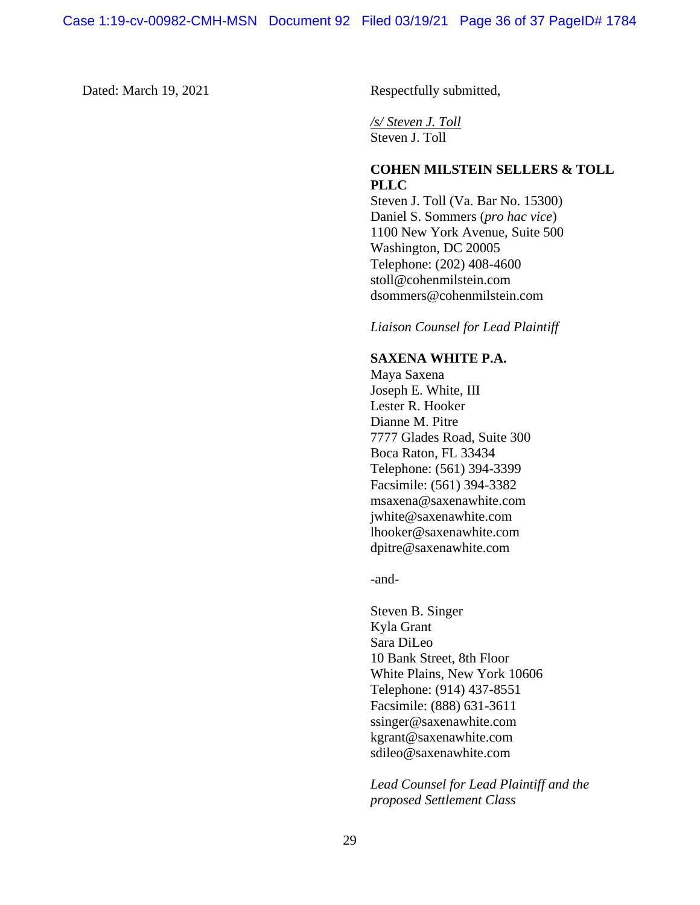Dated: March 19, 2021

Respectfully submitted,

*/s/ Steven J. Toll*
Steven J. Toll

**COHEN MILSTEIN SELLERS & TOLL PLLC**
Steven J. Toll (Va. Bar No. 15300)
Daniel S. Sommers (*pro hac vice*)
1100 New York Avenue, Suite 500
Washington, DC 20005
Telephone: (202) 408-4600
stoll@cohenmilstein.com
dsommers@cohenmilstein.com

*Liaison Counsel for Lead Plaintiff*

**SAXENA WHITE P.A.**
Maya Saxena
Joseph E. White, III
Lester R. Hooker
Dianne M. Pitre
7777 Glades Road, Suite 300
Boca Raton, FL 33434
Telephone: (561) 394-3399
Facsimile: (561) 394-3382
msaxena@saxenawhite.com
jwhite@saxenawhite.com
lhooker@saxenawhite.com
dpitre@saxenawhite.com

-and-

Steven B. Singer
Kyla Grant
Sara DiLeo
10 Bank Street, 8th Floor
White Plains, New York 10606
Telephone: (914) 437-8551
Facsimile: (888) 631-3611
ssinger@saxenawhite.com
kgrant@saxenawhite.com
sdileo@saxenawhite.com

*Lead Counsel for Lead Plaintiff and the proposed Settlement Class*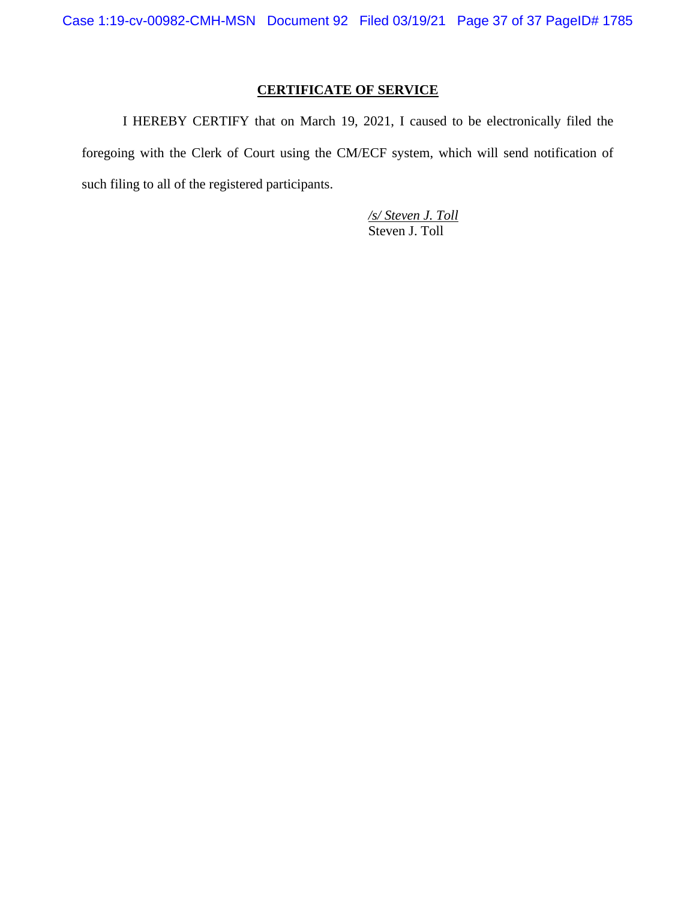## CERTIFICATE OF SERVICE

I HEREBY CERTIFY that on March 19, 2021, I caused to be electronically filed the foregoing with the Clerk of Court using the CM/ECF system, which will send notification of such filing to all of the registered participants.

*/s/ Steven J. Toll*
Steven J. Toll